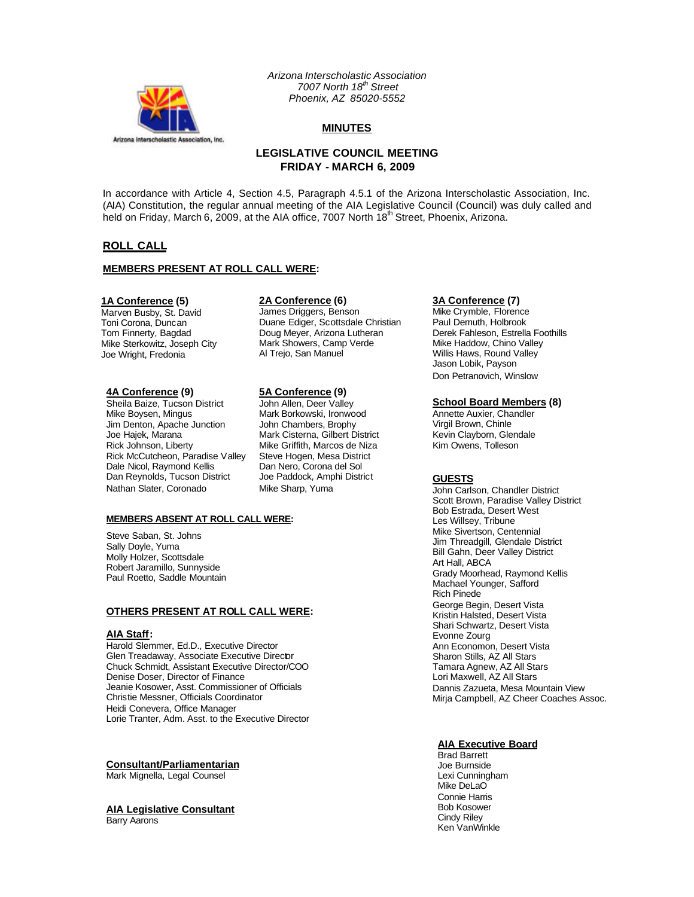*Arizona Interscholastic Association*
*7007 North 18th Street*
*Phoenix, AZ 85020-5552*

Arizona Interscholastic Association, Inc.

# MINUTES

## LEGISLATIVE COUNCIL MEETING
## FRIDAY - MARCH 6, 2009

In accordance with Article 4, Section 4.5, Paragraph 4.5.1 of the Arizona Interscholastic Association, Inc. (AIA) Constitution, the regular annual meeting of the AIA Legislative Council (Council) was duly called and held on Friday, March 6, 2009, at the AIA office, 7007 North 18th Street, Phoenix, Arizona.

## ROLL CALL

### MEMBERS PRESENT AT ROLL CALL WERE:

**1A Conference (5)**
Marven Busby, St. David
Toni Corona, Duncan
Tom Finnerty, Bagdad
Mike Sterkowitz, Joseph City
Joe Wright, Fredonia

**2A Conference (6)**
James Driggers, Benson
Duane Ediger, Scottsdale Christian
Doug Meyer, Arizona Lutheran
Mark Showers, Camp Verde
Al Trejo, San Manuel

**3A Conference (7)**
Mike Crymble, Florence
Paul Demuth, Holbrook
Derek Fahleson, Estrella Foothills
Mike Haddow, Chino Valley
Willis Haws, Round Valley
Jason Lobik, Payson
Don Petranovich, Winslow

**4A Conference (9)**
Sheila Baize, Tucson District
Mike Boysen, Mingus
Jim Denton, Apache Junction
Joe Hajek, Marana
Rick Johnson, Liberty
Rick McCutcheon, Paradise Valley
Dale Nicol, Raymond Kellis
Dan Reynolds, Tucson District
Nathan Slater, Coronado

**5A Conference (9)**
John Allen, Deer Valley
Mark Borkowski, Ironwood
John Chambers, Brophy
Mark Cisterna, Gilbert District
Mike Griffith, Marcos de Niza
Steve Hogen, Mesa District
Dan Nero, Corona del Sol
Joe Paddock, Amphi District
Mike Sharp, Yuma

**School Board Members (8)**
Annette Auxier, Chandler
Virgil Brown, Chinle
Kevin Clayborn, Glendale
Kim Owens, Tolleson

### MEMBERS ABSENT AT ROLL CALL WERE:

Steve Saban, St. Johns
Sally Doyle, Yuma
Molly Holzer, Scottsdale
Robert Jaramillo, Sunnyside
Paul Roetto, Saddle Mountain

### OTHERS PRESENT AT ROLL CALL WERE:

**AIA Staff:**
Harold Slemmer, Ed.D., Executive Director
Glen Treadaway, Associate Executive Director
Chuck Schmidt, Assistant Executive Director/COO
Denise Doser, Director of Finance
Jeanie Kosower, Asst. Commissioner of Officials
Christie Messner, Officials Coordinator
Heidi Conevera, Office Manager
Lorie Tranter, Adm. Asst. to the Executive Director

**Consultant/Parliamentarian**
Mark Mignella, Legal Counsel

**AIA Legislative Consultant**
Barry Aarons

**GUESTS**
John Carlson, Chandler District
Scott Brown, Paradise Valley District
Bob Estrada, Desert West
Les Willsey, Tribune
Mike Sivertson, Centennial
Jim Threadgill, Glendale District
Bill Gahn, Deer Valley District
Art Hall, ABCA
Grady Moorhead, Raymond Kellis
Machael Younger, Safford
Rich Pinede
George Begin, Desert Vista
Kristin Halsted, Desert Vista
Shari Schwartz, Desert Vista
Evonne Zourg
Ann Economon, Desert Vista
Sharon Stills, AZ All Stars
Tamara Agnew, AZ All Stars
Lori Maxwell, AZ All Stars
Dannis Zazueta, Mesa Mountain View
Mirja Campbell, AZ Cheer Coaches Assoc.

**AIA Executive Board**
Brad Barrett
Joe Burnside
Lexi Cunningham
Mike DeLaO
Connie Harris
Bob Kosower
Cindy Riley
Ken VanWinkle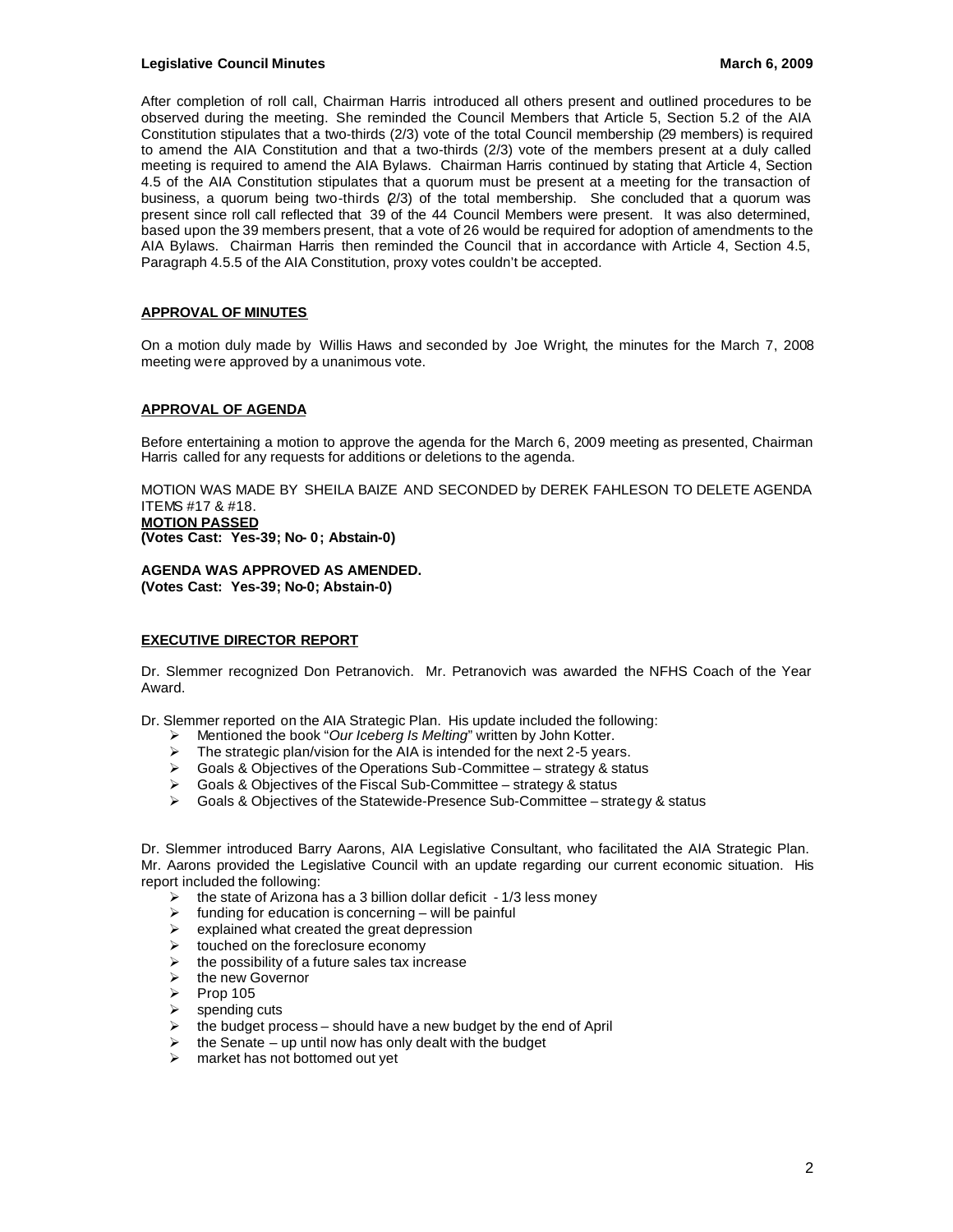After completion of roll call, Chairman Harris introduced all others present and outlined procedures to be observed during the meeting. She reminded the Council Members that Article 5, Section 5.2 of the AIA Constitution stipulates that a two-thirds (2/3) vote of the total Council membership (29 members) is required to amend the AIA Constitution and that a two-thirds (2/3) vote of the members present at a duly called meeting is required to amend the AIA Bylaws. Chairman Harris continued by stating that Article 4, Section 4.5 of the AIA Constitution stipulates that a quorum must be present at a meeting for the transaction of business, a quorum being two-thirds (2/3) of the total membership. She concluded that a quorum was present since roll call reflected that 39 of the 44 Council Members were present. It was also determined, based upon the 39 members present, that a vote of 26 would be required for adoption of amendments to the AIA Bylaws. Chairman Harris then reminded the Council that in accordance with Article 4, Section 4.5, Paragraph 4.5.5 of the AIA Constitution, proxy votes couldn't be accepted.

## APPROVAL OF MINUTES

On a motion duly made by Willis Haws and seconded by Joe Wright, the minutes for the March 7, 2008 meeting were approved by a unanimous vote.

## APPROVAL OF AGENDA

Before entertaining a motion to approve the agenda for the March 6, 2009 meeting as presented, Chairman Harris called for any requests for additions or deletions to the agenda.

MOTION WAS MADE BY SHEILA BAIZE AND SECONDED by DEREK FAHLESON TO DELETE AGENDA ITEMS #17 & #18.

**MOTION PASSED**

**(Votes Cast: Yes-39; No- 0; Abstain-0)**

**AGENDA WAS APPROVED AS AMENDED.**
**(Votes Cast: Yes-39; No-0; Abstain-0)**

## EXECUTIVE DIRECTOR REPORT

Dr. Slemmer recognized Don Petranovich. Mr. Petranovich was awarded the NFHS Coach of the Year Award.

Dr. Slemmer reported on the AIA Strategic Plan. His update included the following:

- Mentioned the book "*Our Iceberg Is Melting*" written by John Kotter.
- The strategic plan/vision for the AIA is intended for the next 2-5 years.
- Goals & Objectives of the Operations Sub-Committee – strategy & status
- Goals & Objectives of the Fiscal Sub-Committee – strategy & status
- Goals & Objectives of the Statewide-Presence Sub-Committee – strategy & status

Dr. Slemmer introduced Barry Aarons, AIA Legislative Consultant, who facilitated the AIA Strategic Plan. Mr. Aarons provided the Legislative Council with an update regarding our current economic situation. His report included the following:

- the state of Arizona has a 3 billion dollar deficit - 1/3 less money
- funding for education is concerning – will be painful
- explained what created the great depression
- touched on the foreclosure economy
- the possibility of a future sales tax increase
- the new Governor
- Prop 105
- spending cuts
- the budget process – should have a new budget by the end of April
- the Senate – up until now has only dealt with the budget
- market has not bottomed out yet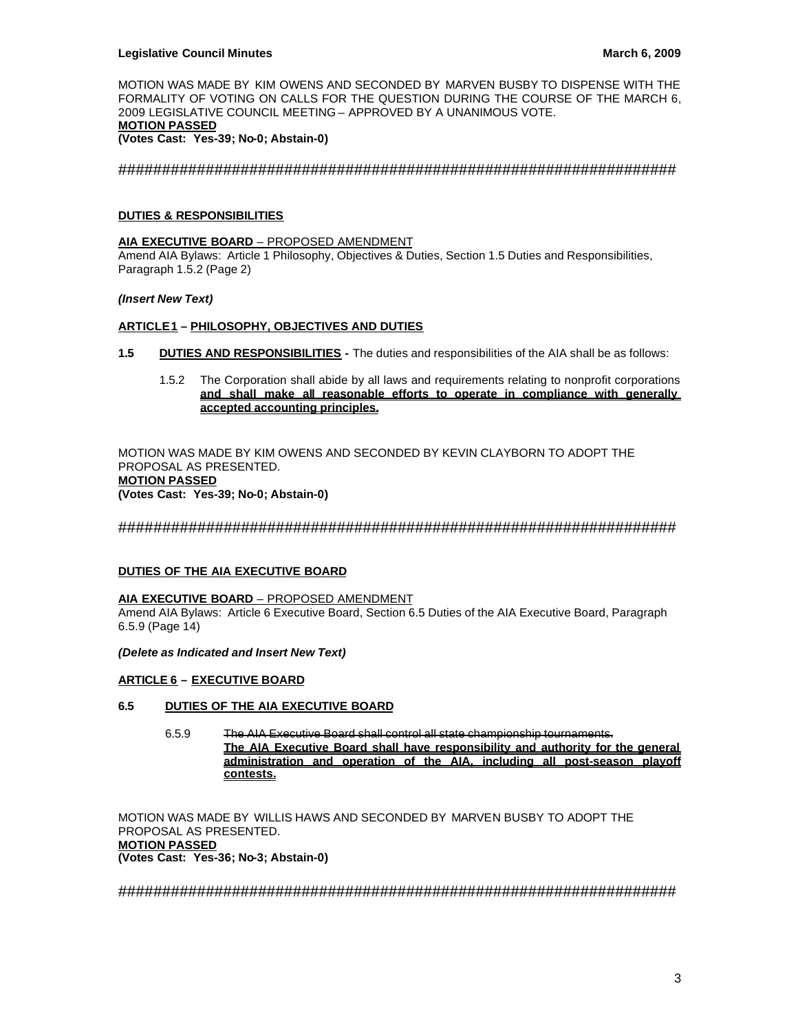MOTION WAS MADE BY KIM OWENS AND SECONDED BY MARVEN BUSBY TO DISPENSE WITH THE FORMALITY OF VOTING ON CALLS FOR THE QUESTION DURING THE COURSE OF THE MARCH 6, 2009 LEGISLATIVE COUNCIL MEETING – APPROVED BY A UNANIMOUS VOTE.

**MOTION PASSED**

**(Votes Cast: Yes-39; No-0; Abstain-0)**

##################################################################

**DUTIES & RESPONSIBILITIES**

**AIA EXECUTIVE BOARD** – PROPOSED AMENDMENT

Amend AIA Bylaws: Article 1 Philosophy, Objectives & Duties, Section 1.5 Duties and Responsibilities, Paragraph 1.5.2 (Page 2)

***(Insert New Text)***

**ARTICLE 1 – PHILOSOPHY, OBJECTIVES AND DUTIES**

**1.5 DUTIES AND RESPONSIBILITIES -** The duties and responsibilities of the AIA shall be as follows:

1.5.2 The Corporation shall abide by all laws and requirements relating to nonprofit corporations **and shall make all reasonable efforts to operate in compliance with generally accepted accounting principles.**

MOTION WAS MADE BY KIM OWENS AND SECONDED BY KEVIN CLAYBORN TO ADOPT THE PROPOSAL AS PRESENTED.

**MOTION PASSED**

**(Votes Cast: Yes-39; No-0; Abstain-0)**

##################################################################

**DUTIES OF THE AIA EXECUTIVE BOARD**

**AIA EXECUTIVE BOARD** – PROPOSED AMENDMENT

Amend AIA Bylaws: Article 6 Executive Board, Section 6.5 Duties of the AIA Executive Board, Paragraph 6.5.9 (Page 14)

***(Delete as Indicated and Insert New Text)***

**ARTICLE 6 – EXECUTIVE BOARD**

**6.5 DUTIES OF THE AIA EXECUTIVE BOARD**

6.5.9 ~~The AIA Executive Board shall control all state championship tournaments.~~ **The AIA Executive Board shall have responsibility and authority for the general administration and operation of the AIA, including all post-season playoff contests.**

MOTION WAS MADE BY WILLIS HAWS AND SECONDED BY MARVEN BUSBY TO ADOPT THE PROPOSAL AS PRESENTED.

**MOTION PASSED**

**(Votes Cast: Yes-36; No-3; Abstain-0)**

##################################################################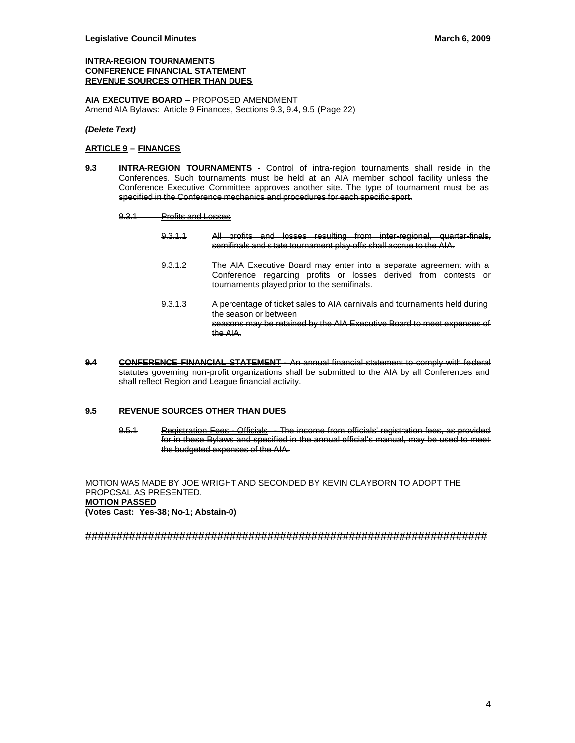**INTRA-REGION TOURNAMENTS**
**CONFERENCE FINANCIAL STATEMENT**
**REVENUE SOURCES OTHER THAN DUES**

**AIA EXECUTIVE BOARD** – PROPOSED AMENDMENT
Amend AIA Bylaws: Article 9 Finances, Sections 9.3, 9.4, 9.5 (Page 22)

***(Delete Text)***

**ARTICLE 9 – FINANCES**

~~**9.3 INTRA-REGION TOURNAMENTS** - Control of intra-region tournaments shall reside in the Conferences. Such tournaments must be held at an AIA member school facility unless the Conference Executive Committee approves another site. The type of tournament must be as specified in the Conference mechanics and procedures for each specific sport.~~

~~9.3.1 Profits and Losses~~

~~9.3.1.1 All profits and losses resulting from inter-regional, quarter-finals, semifinals and s tate tournament play-offs shall accrue to the AIA.~~

~~9.3.1.2 The AIA Executive Board may enter into a separate agreement with a Conference regarding profits or losses derived from contests or tournaments played prior to the semifinals.~~

~~9.3.1.3 A percentage of ticket sales to AIA carnivals and tournaments held during the season or between seasons may be retained by the AIA Executive Board to meet expenses of the AIA.~~

~~**9.4 CONFERENCE FINANCIAL STATEMENT** - An annual financial statement to comply with federal statutes governing non-profit organizations shall be submitted to the AIA by all Conferences and shall reflect Region and League financial activity.~~

~~**9.5 REVENUE SOURCES OTHER THAN DUES**~~

~~9.5.1 Registration Fees - Officials - The income from officials' registration fees, as provided for in these Bylaws and specified in the annual official's manual, may be used to meet the budgeted expenses of the AIA.~~

MOTION WAS MADE BY JOE WRIGHT AND SECONDED BY KEVIN CLAYBORN TO ADOPT THE PROPOSAL AS PRESENTED.
**MOTION PASSED**
**(Votes Cast: Yes-38; No-1; Abstain-0)**

##################################################################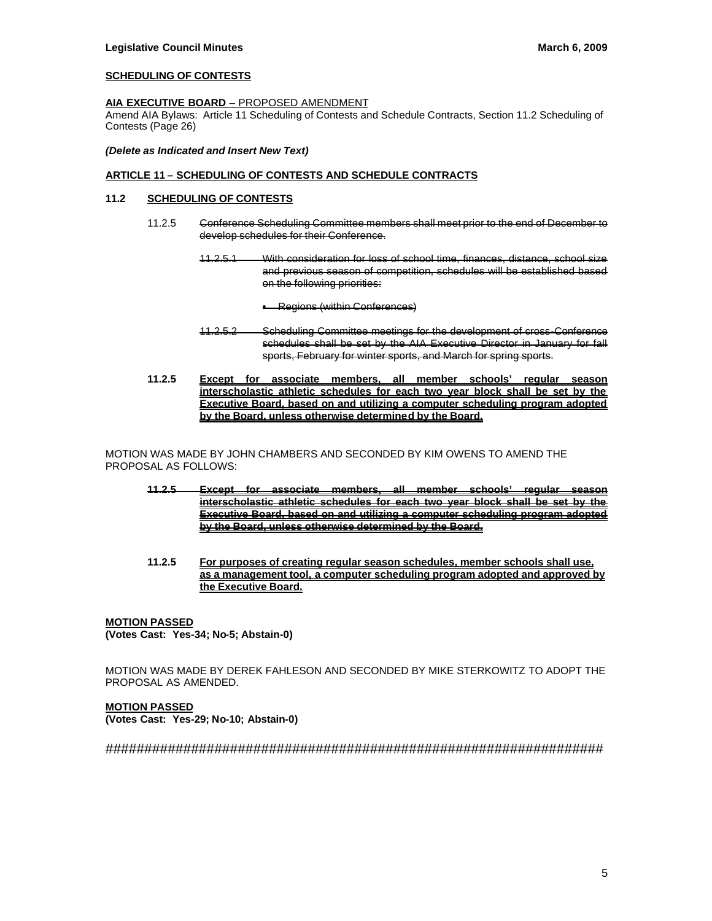**SCHEDULING OF CONTESTS**

**AIA EXECUTIVE BOARD** – PROPOSED AMENDMENT
Amend AIA Bylaws: Article 11 Scheduling of Contests and Schedule Contracts, Section 11.2 Scheduling of Contests (Page 26)

***(Delete as Indicated and Insert New Text)***

**ARTICLE 11 – SCHEDULING OF CONTESTS AND SCHEDULE CONTRACTS**

**11.2 SCHEDULING OF CONTESTS**

11.2.5 ~~Conference Scheduling Committee members shall meet prior to the end of December to develop schedules for their Conference.~~

~~11.2.5.1 With consideration for loss of school time, finances, distance, school size and previous season of competition, schedules will be established based on the following priorities:~~

- ~~Regions (within Conferences)~~

~~11.2.5.2 Scheduling Committee meetings for the development of cross-Conference schedules shall be set by the AIA Executive Director in January for fall sports, February for winter sports, and March for spring sports.~~

**11.2.5 <u>Except for associate members, all member schools' regular season interscholastic athletic schedules for each two year block shall be set by the Executive Board, based on and utilizing a computer scheduling program adopted by the Board, unless otherwise determined by the Board.</u>**

MOTION WAS MADE BY JOHN CHAMBERS AND SECONDED BY KIM OWENS TO AMEND THE PROPOSAL AS FOLLOWS:

**~~11.2.5 Except for associate members, all member schools' regular season interscholastic athletic schedules for each two year block shall be set by the Executive Board, based on and utilizing a computer scheduling program adopted by the Board, unless otherwise determined by the Board.~~**

**11.2.5 <u>For purposes of creating regular season schedules, member schools shall use, as a management tool, a computer scheduling program adopted and approved by the Executive Board.</u>**

**<u>MOTION PASSED</u>**
**(Votes Cast: Yes-34; No-5; Abstain-0)**

MOTION WAS MADE BY DEREK FAHLESON AND SECONDED BY MIKE STERKOWITZ TO ADOPT THE PROPOSAL AS AMENDED.

**<u>MOTION PASSED</u>**
**(Votes Cast: Yes-29; No-10; Abstain-0)**

################################################################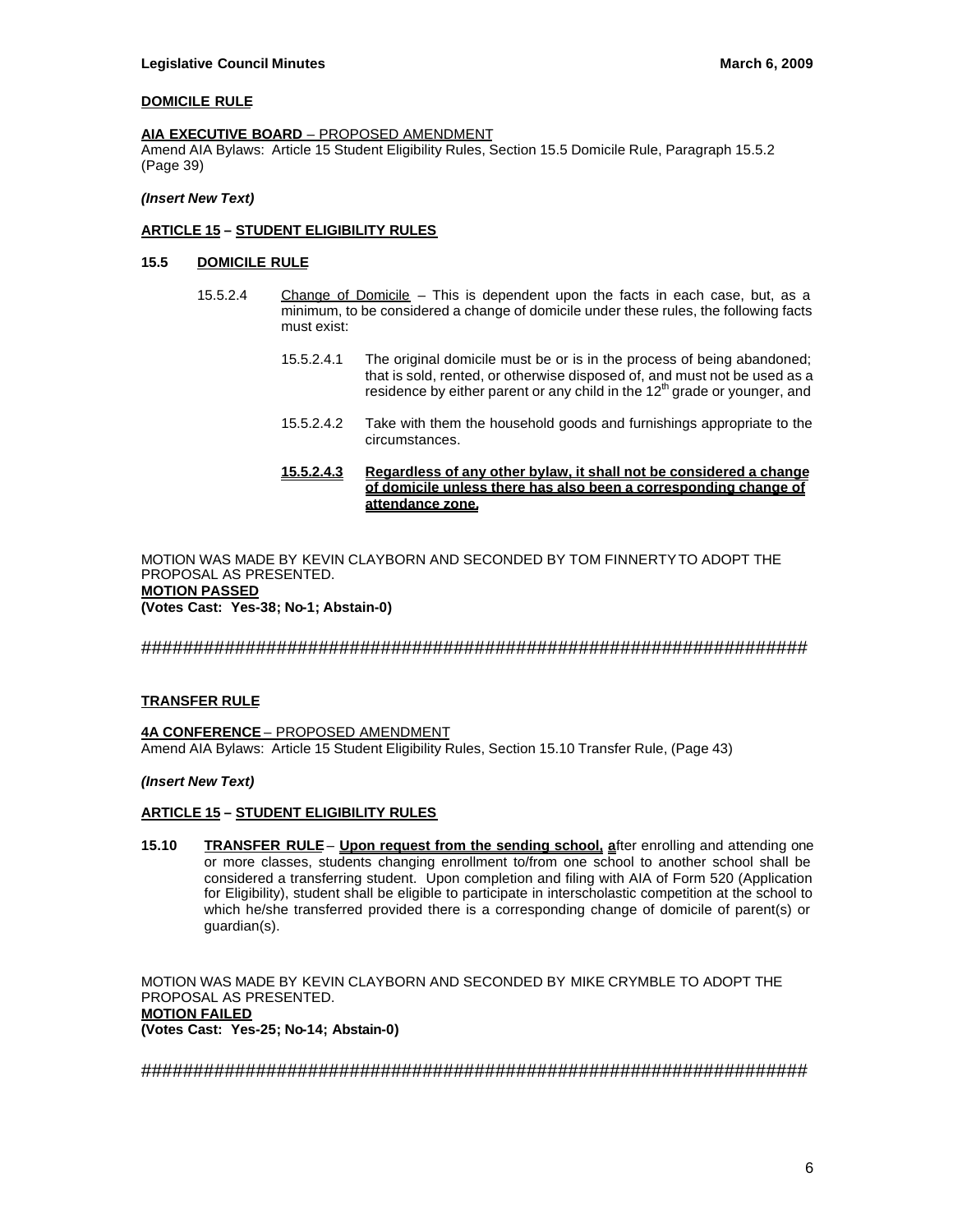**DOMICILE RULE**

**AIA EXECUTIVE BOARD** – PROPOSED AMENDMENT
Amend AIA Bylaws: Article 15 Student Eligibility Rules, Section 15.5 Domicile Rule, Paragraph 15.5.2 (Page 39)

***(Insert New Text)***

**ARTICLE 15 – STUDENT ELIGIBILITY RULES**

**15.5 DOMICILE RULE**

15.5.2.4 Change of Domicile – This is dependent upon the facts in each case, but, as a minimum, to be considered a change of domicile under these rules, the following facts must exist:

15.5.2.4.1 The original domicile must be or is in the process of being abandoned; that is sold, rented, or otherwise disposed of, and must not be used as a residence by either parent or any child in the 12th grade or younger, and

15.5.2.4.2 Take with them the household goods and furnishings appropriate to the circumstances.

**15.5.2.4.3 Regardless of any other bylaw, it shall not be considered a change of domicile unless there has also been a corresponding change of attendance zone.**

MOTION WAS MADE BY KEVIN CLAYBORN AND SECONDED BY TOM FINNERTY TO ADOPT THE PROPOSAL AS PRESENTED.
**MOTION PASSED**
**(Votes Cast: Yes-38; No-1; Abstain-0)**

###################################################################

**TRANSFER RULE**

**4A CONFERENCE** – PROPOSED AMENDMENT
Amend AIA Bylaws: Article 15 Student Eligibility Rules, Section 15.10 Transfer Rule, (Page 43)

***(Insert New Text)***

**ARTICLE 15 – STUDENT ELIGIBILITY RULES**

**15.10 TRANSFER RULE** – **Upon request from the sending school, a**fter enrolling and attending one or more classes, students changing enrollment to/from one school to another school shall be considered a transferring student. Upon completion and filing with AIA of Form 520 (Application for Eligibility), student shall be eligible to participate in interscholastic competition at the school to which he/she transferred provided there is a corresponding change of domicile of parent(s) or guardian(s).

MOTION WAS MADE BY KEVIN CLAYBORN AND SECONDED BY MIKE CRYMBLE TO ADOPT THE PROPOSAL AS PRESENTED.
**MOTION FAILED**
**(Votes Cast: Yes-25; No-14; Abstain-0)**

###################################################################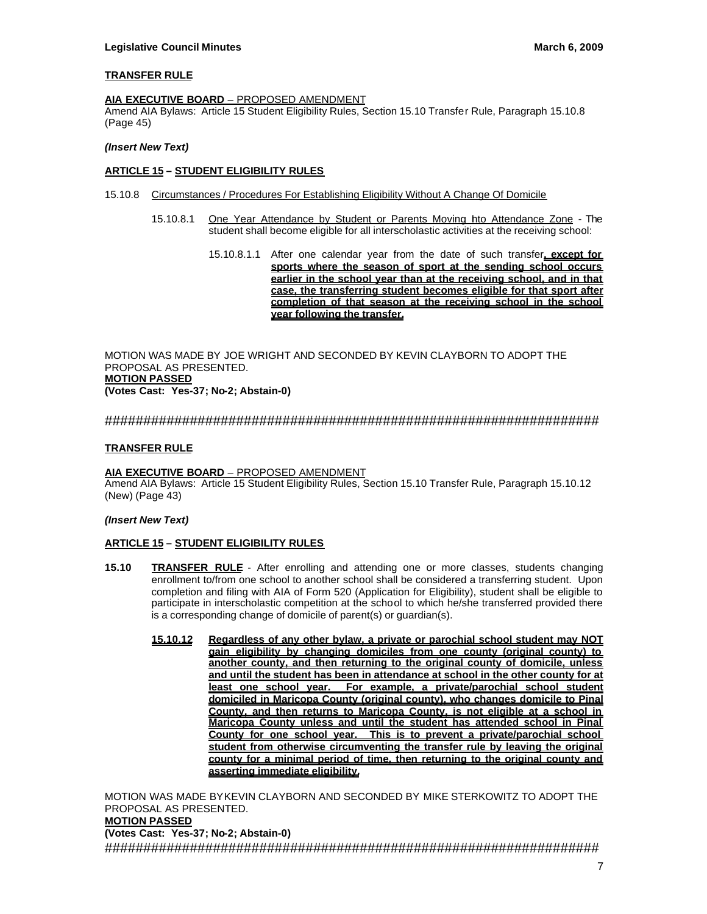**TRANSFER RULE**

**AIA EXECUTIVE BOARD** – PROPOSED AMENDMENT
Amend AIA Bylaws: Article 15 Student Eligibility Rules, Section 15.10 Transfer Rule, Paragraph 15.10.8 (Page 45)

***(Insert New Text)***

**ARTICLE 15 – STUDENT ELIGIBILITY RULES**

15.10.8 Circumstances / Procedures For Establishing Eligibility Without A Change Of Domicile

15.10.8.1 One Year Attendance by Student or Parents Moving Into Attendance Zone - The student shall become eligible for all interscholastic activities at the receiving school:

15.10.8.1.1 After one calendar year from the date of such transfer**, except for sports where the season of sport at the sending school occurs earlier in the school year than at the receiving school, and in that case, the transferring student becomes eligible for that sport after completion of that season at the receiving school in the school year following the transfer.**

MOTION WAS MADE BY JOE WRIGHT AND SECONDED BY KEVIN CLAYBORN TO ADOPT THE PROPOSAL AS PRESENTED.
**MOTION PASSED**
**(Votes Cast: Yes-37; No-2; Abstain-0)**

#################################################################

**TRANSFER RULE**

**AIA EXECUTIVE BOARD** – PROPOSED AMENDMENT
Amend AIA Bylaws: Article 15 Student Eligibility Rules, Section 15.10 Transfer Rule, Paragraph 15.10.12 (New) (Page 43)

***(Insert New Text)***

**ARTICLE 15 – STUDENT ELIGIBILITY RULES**

**15.10 TRANSFER RULE** - After enrolling and attending one or more classes, students changing enrollment to/from one school to another school shall be considered a transferring student. Upon completion and filing with AIA of Form 520 (Application for Eligibility), student shall be eligible to participate in interscholastic competition at the school to which he/she transferred provided there is a corresponding change of domicile of parent(s) or guardian(s).

**15.10.12 Regardless of any other bylaw, a private or parochial school student may NOT gain eligibility by changing domiciles from one county (original county) to another county, and then returning to the original county of domicile, unless and until the student has been in attendance at school in the other county for at least one school year. For example, a private/parochial school student domiciled in Maricopa County (original county), who changes domicile to Pinal County, and then returns to Maricopa County, is not eligible at a school in Maricopa County unless and until the student has attended school in Pinal County for one school year. This is to prevent a private/parochial school student from otherwise circumventing the transfer rule by leaving the original county for a minimal period of time, then returning to the original county and asserting immediate eligibility.**

MOTION WAS MADE BY KEVIN CLAYBORN AND SECONDED BY MIKE STERKOWITZ TO ADOPT THE PROPOSAL AS PRESENTED.
**MOTION PASSED**
**(Votes Cast: Yes-37; No-2; Abstain-0)**
#################################################################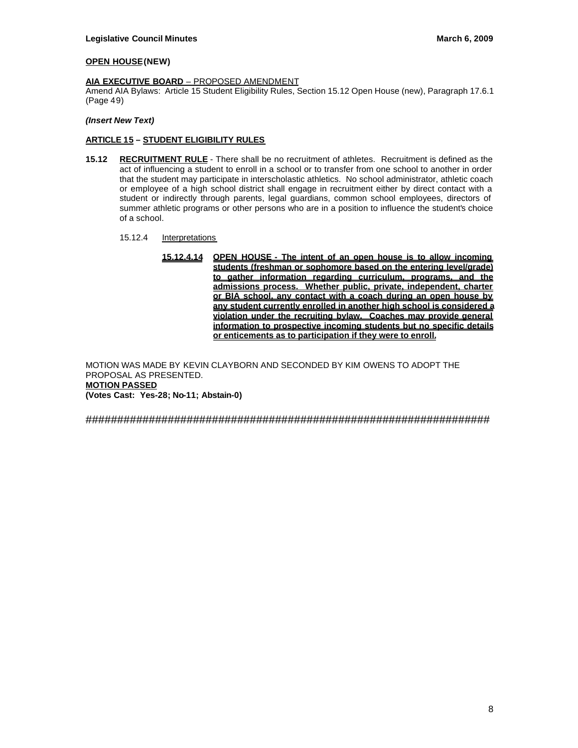**OPEN HOUSE (NEW)**

**AIA EXECUTIVE BOARD** – PROPOSED AMENDMENT
Amend AIA Bylaws: Article 15 Student Eligibility Rules, Section 15.12 Open House (new), Paragraph 17.6.1 (Page 49)

***(Insert New Text)***

**ARTICLE 15 – STUDENT ELIGIBILITY RULES**

**15.12** **RECRUITMENT RULE** - There shall be no recruitment of athletes. Recruitment is defined as the act of influencing a student to enroll in a school or to transfer from one school to another in order that the student may participate in interscholastic athletics. No school administrator, athletic coach or employee of a high school district shall engage in recruitment either by direct contact with a student or indirectly through parents, legal guardians, common school employees, directors of summer athletic programs or other persons who are in a position to influence the student's choice of a school.

15.12.4 Interpretations

**15.12.4.14** **OPEN HOUSE - The intent of an open house is to allow incoming students (freshman or sophomore based on the entering level/grade) to gather information regarding curriculum, programs, and the admissions process. Whether public, private, independent, charter or BIA school, any contact with a coach during an open house by any student currently enrolled in another high school is considered a violation under the recruiting bylaw. Coaches may provide general information to prospective incoming students but no specific details or enticements as to participation if they were to enroll.**

MOTION WAS MADE BY KEVIN CLAYBORN AND SECONDED BY KIM OWENS TO ADOPT THE PROPOSAL AS PRESENTED.
**MOTION PASSED**
**(Votes Cast: Yes-28; No-11; Abstain-0)**

##################################################################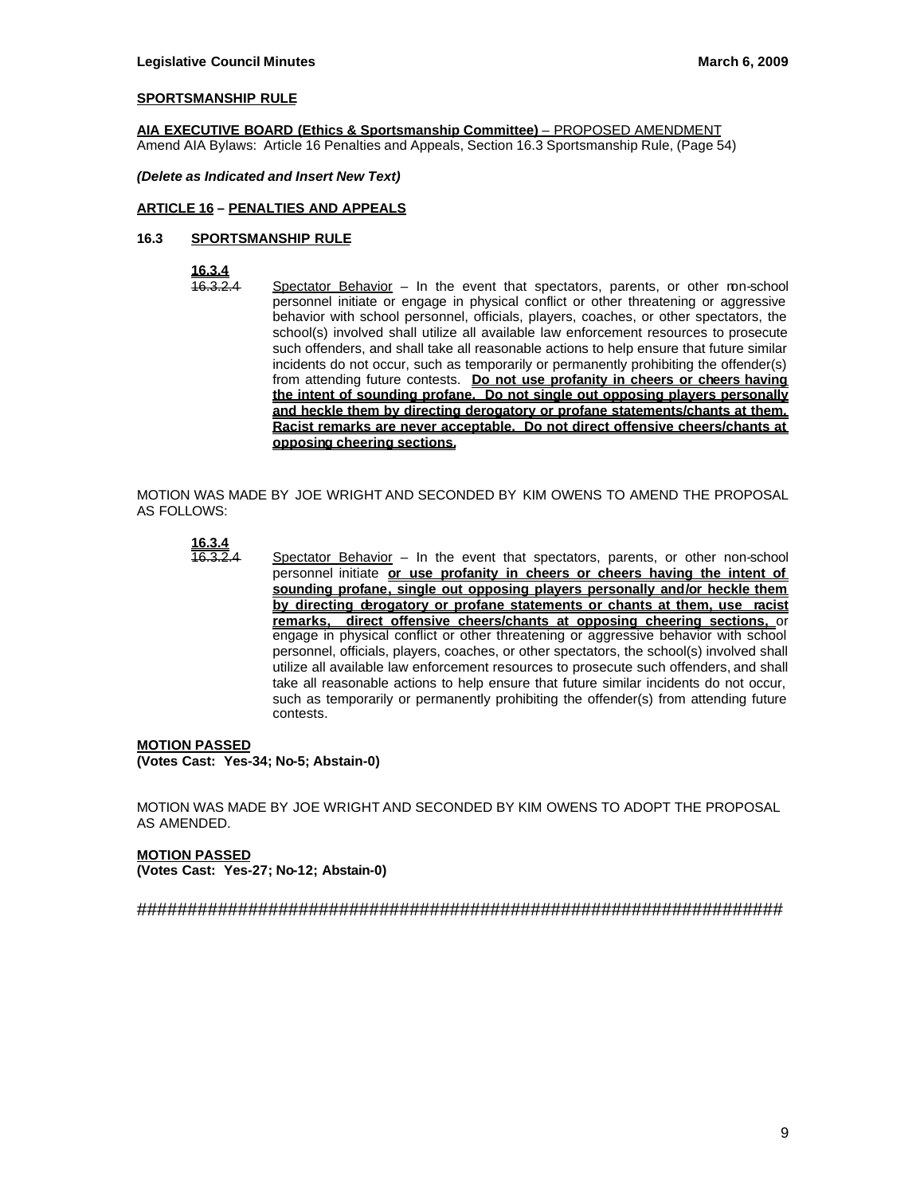**SPORTSMANSHIP RULE**

**AIA EXECUTIVE BOARD (Ethics & Sportsmanship Committee)** – PROPOSED AMENDMENT
Amend AIA Bylaws: Article 16 Penalties and Appeals, Section 16.3 Sportsmanship Rule, (Page 54)

***(Delete as Indicated and Insert New Text)***

**ARTICLE 16 – PENALTIES AND APPEALS**

**16.3 SPORTSMANSHIP RULE**

**16.3.4**
~~16.3.2.4~~ Spectator Behavior – In the event that spectators, parents, or other non-school personnel initiate or engage in physical conflict or other threatening or aggressive behavior with school personnel, officials, players, coaches, or other spectators, the school(s) involved shall utilize all available law enforcement resources to prosecute such offenders, and shall take all reasonable actions to help ensure that future similar incidents do not occur, such as temporarily or permanently prohibiting the offender(s) from attending future contests. **Do not use profanity in cheers or cheers having the intent of sounding profane. Do not single out opposing players personally and heckle them by directing derogatory or profane statements/chants at them. Racist remarks are never acceptable. Do not direct offensive cheers/chants at opposing cheering sections.**

MOTION WAS MADE BY JOE WRIGHT AND SECONDED BY KIM OWENS TO AMEND THE PROPOSAL AS FOLLOWS:

**16.3.4**
~~16.3.2.4~~ Spectator Behavior – In the event that spectators, parents, or other non-school personnel initiate **or use profanity in cheers or cheers having the intent of sounding profane, single out opposing players personally and/or heckle them by directing derogatory or profane statements or chants at them, use racist remarks, direct offensive cheers/chants at opposing cheering sections,** or engage in physical conflict or other threatening or aggressive behavior with school personnel, officials, players, coaches, or other spectators, the school(s) involved shall utilize all available law enforcement resources to prosecute such offenders, and shall take all reasonable actions to help ensure that future similar incidents do not occur, such as temporarily or permanently prohibiting the offender(s) from attending future contests.

**MOTION PASSED**
**(Votes Cast: Yes-34; No-5; Abstain-0)**

MOTION WAS MADE BY JOE WRIGHT AND SECONDED BY KIM OWENS TO ADOPT THE PROPOSAL AS AMENDED.

**MOTION PASSED**
**(Votes Cast: Yes-27; No-12; Abstain-0)**

################################################################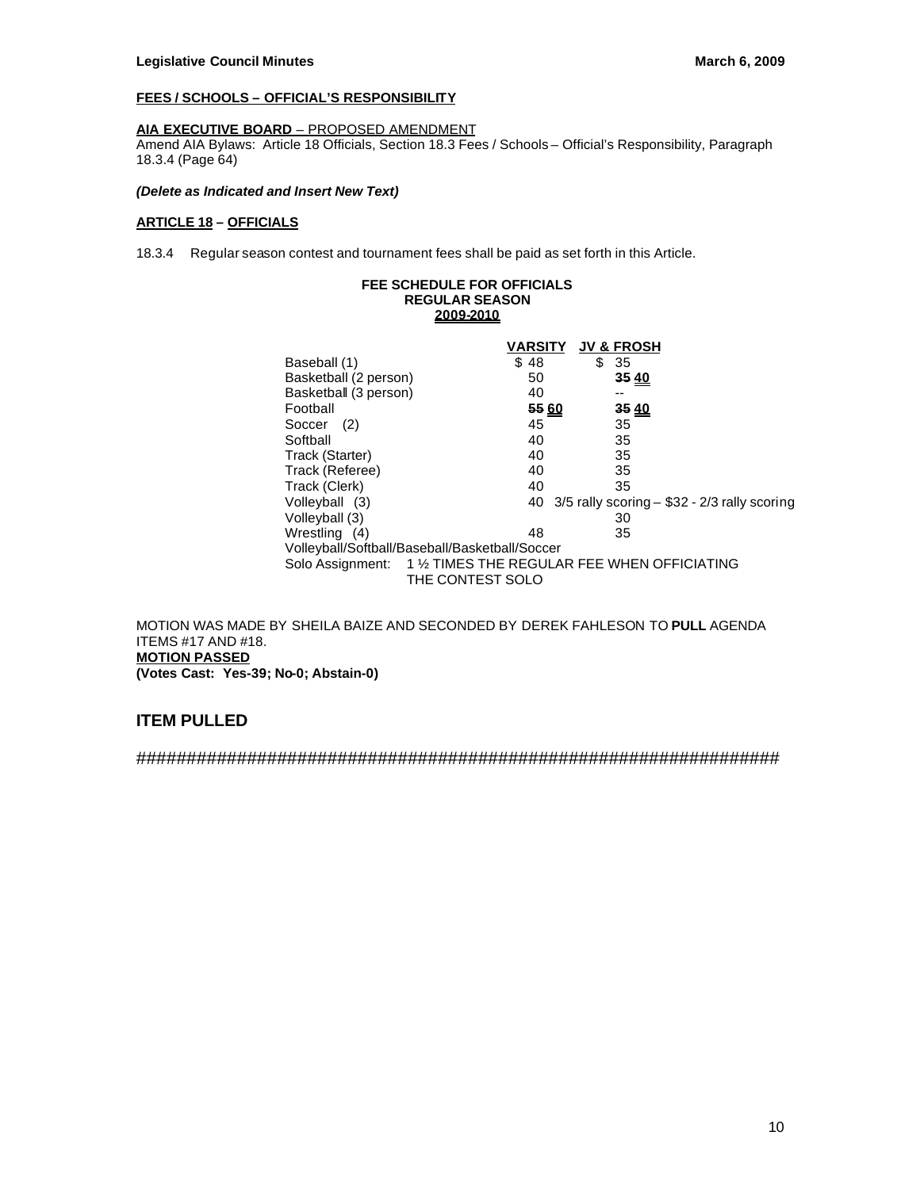**FEES / SCHOOLS – OFFICIAL'S RESPONSIBILITY**

**AIA EXECUTIVE BOARD** – PROPOSED AMENDMENT
Amend AIA Bylaws: Article 18 Officials, Section 18.3 Fees / Schools – Official's Responsibility, Paragraph 18.3.4 (Page 64)

***(Delete as Indicated and Insert New Text)***

**ARTICLE 18 – OFFICIALS**

18.3.4 Regular season contest and tournament fees shall be paid as set forth in this Article.

**FEE SCHEDULE FOR OFFICIALS**
**REGULAR SEASON**
**2009-2010**

| | VARSITY | JV & FROSH |
|---|---|---|
| Baseball (1) | $ 48 | $ 35 |
| Basketball (2 person) | 50 | ~~35~~ <u>40</u> |
| Basketball (3 person) | 40 | -- |
| Football | ~~55~~ <u>60</u> | ~~35~~ <u>40</u> |
| Soccer (2) | 45 | 35 |
| Softball | 40 | 35 |
| Track (Starter) | 40 | 35 |
| Track (Referee) | 40 | 35 |
| Track (Clerk) | 40 | 35 |
| Volleyball (3) | 40 | 3/5 rally scoring – $32 - 2/3 rally scoring |
| Volleyball (3) | | 30 |
| Wrestling (4) | 48 | 35 |

Volleyball/Softball/Baseball/Basketball/Soccer
Solo Assignment: 1 ½ TIMES THE REGULAR FEE WHEN OFFICIATING THE CONTEST SOLO

MOTION WAS MADE BY SHEILA BAIZE AND SECONDED BY DEREK FAHLESON TO **PULL** AGENDA ITEMS #17 AND #18.
**MOTION PASSED**
**(Votes Cast: Yes-39; No-0; Abstain-0)**

## ITEM PULLED

##################################################################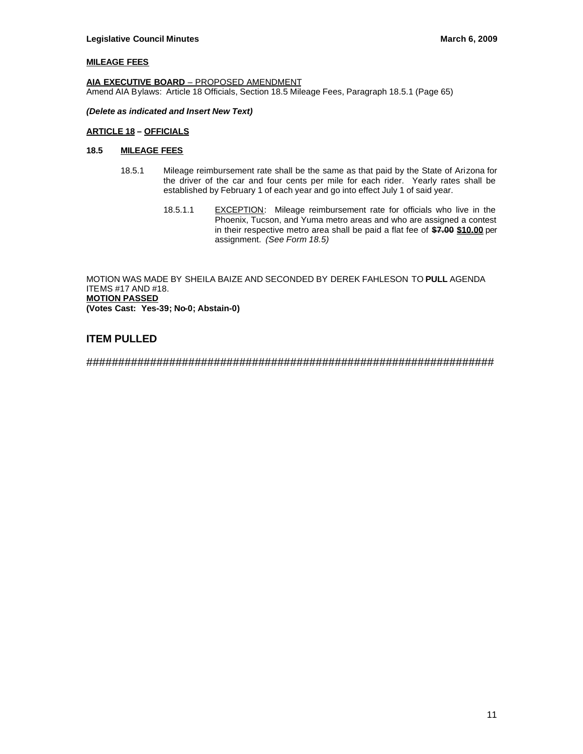**MILEAGE FEES**

**AIA EXECUTIVE BOARD** – PROPOSED AMENDMENT
Amend AIA Bylaws: Article 18 Officials, Section 18.5 Mileage Fees, Paragraph 18.5.1 (Page 65)

***(Delete as indicated and Insert New Text)***

**ARTICLE 18 – OFFICIALS**

**18.5 MILEAGE FEES**

18.5.1 Mileage reimbursement rate shall be the same as that paid by the State of Arizona for the driver of the car and four cents per mile for each rider. Yearly rates shall be established by February 1 of each year and go into effect July 1 of said year.

18.5.1.1 EXCEPTION: Mileage reimbursement rate for officials who live in the Phoenix, Tucson, and Yuma metro areas and who are assigned a contest in their respective metro area shall be paid a flat fee of ~~**$7.00**~~ **$10.00** per assignment. *(See Form 18.5)*

MOTION WAS MADE BY SHEILA BAIZE AND SECONDED BY DEREK FAHLESON TO **PULL** AGENDA ITEMS #17 AND #18.
**MOTION PASSED**
**(Votes Cast: Yes-39; No-0; Abstain-0)**

## ITEM PULLED

####################################################################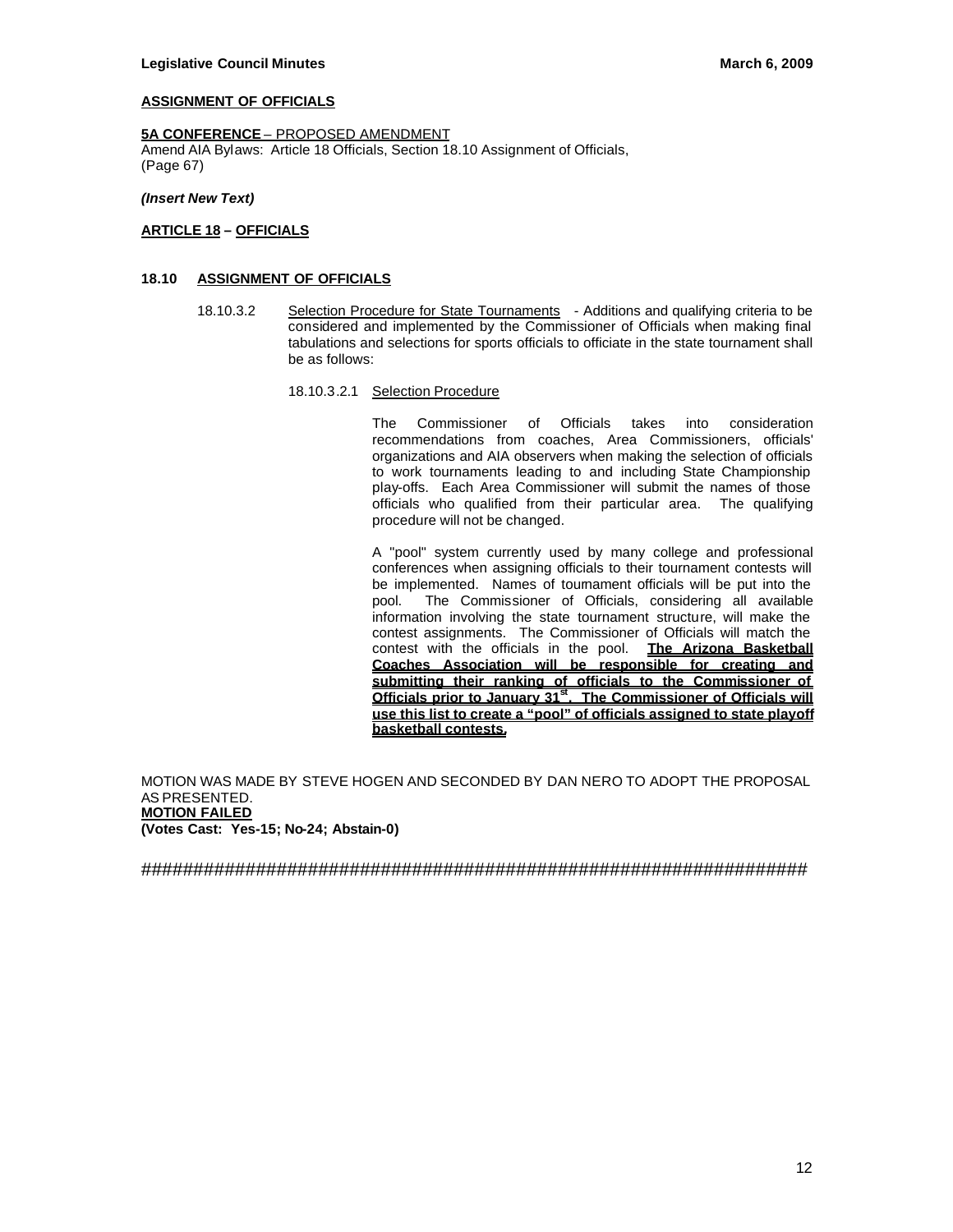**ASSIGNMENT OF OFFICIALS**

**5A CONFERENCE** – PROPOSED AMENDMENT
Amend AIA Bylaws: Article 18 Officials, Section 18.10 Assignment of Officials, (Page 67)

***(Insert New Text)***

**ARTICLE 18 – OFFICIALS**

**18.10 ASSIGNMENT OF OFFICIALS**

18.10.3.2 Selection Procedure for State Tournaments - Additions and qualifying criteria to be considered and implemented by the Commissioner of Officials when making final tabulations and selections for sports officials to officiate in the state tournament shall be as follows:

18.10.3.2.1 Selection Procedure

The Commissioner of Officials takes into consideration recommendations from coaches, Area Commissioners, officials' organizations and AIA observers when making the selection of officials to work tournaments leading to and including State Championship play-offs. Each Area Commissioner will submit the names of those officials who qualified from their particular area. The qualifying procedure will not be changed.

A "pool" system currently used by many college and professional conferences when assigning officials to their tournament contests will be implemented. Names of tournament officials will be put into the pool. The Commissioner of Officials, considering all available information involving the state tournament structure, will make the contest assignments. The Commissioner of Officials will match the contest with the officials in the pool. **The Arizona Basketball Coaches Association will be responsible for creating and submitting their ranking of officials to the Commissioner of Officials prior to January 31st. The Commissioner of Officials will use this list to create a "pool" of officials assigned to state playoff basketball contests.**

MOTION WAS MADE BY STEVE HOGEN AND SECONDED BY DAN NERO TO ADOPT THE PROPOSAL AS PRESENTED.
**MOTION FAILED**
**(Votes Cast: Yes-15; No-24; Abstain-0)**

################################################################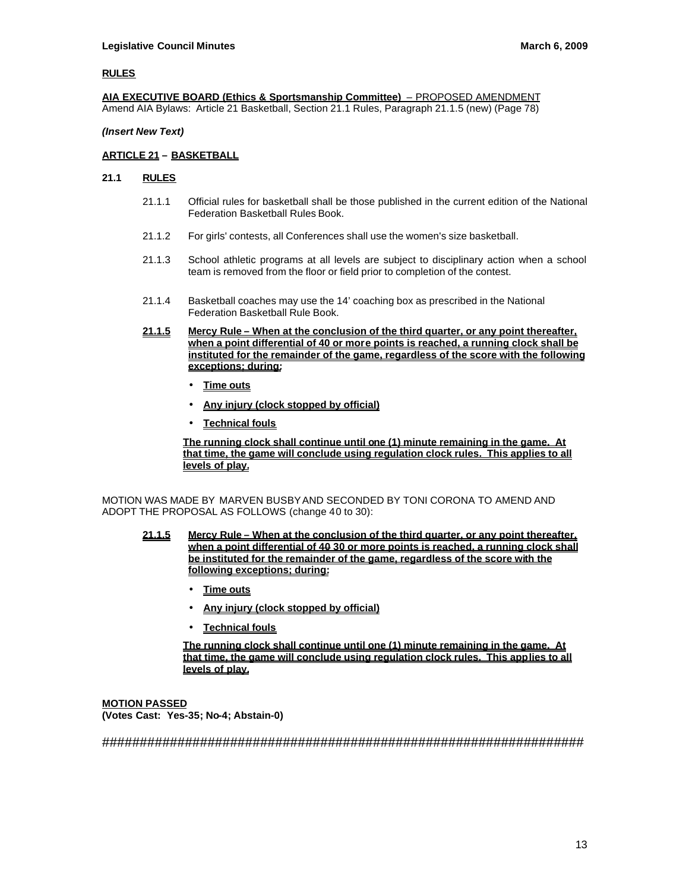**RULES**

**AIA EXECUTIVE BOARD (Ethics & Sportsmanship Committee)** – PROPOSED AMENDMENT
Amend AIA Bylaws: Article 21 Basketball, Section 21.1 Rules, Paragraph 21.1.5 (new) (Page 78)

***(Insert New Text)***

**ARTICLE 21 – BASKETBALL**

**21.1 RULES**

21.1.1 Official rules for basketball shall be those published in the current edition of the National Federation Basketball Rules Book.

21.1.2 For girls' contests, all Conferences shall use the women's size basketball.

21.1.3 School athletic programs at all levels are subject to disciplinary action when a school team is removed from the floor or field prior to completion of the contest.

21.1.4 Basketball coaches may use the 14' coaching box as prescribed in the National Federation Basketball Rule Book.

**21.1.5 Mercy Rule – When at the conclusion of the third quarter, or any point thereafter, when a point differential of 40 or more points is reached, a running clock shall be instituted for the remainder of the game, regardless of the score with the following exceptions; during:**

- **Time outs**
- **Any injury (clock stopped by official)**
- **Technical fouls**

**The running clock shall continue until one (1) minute remaining in the game. At that time, the game will conclude using regulation clock rules. This applies to all levels of play.**

MOTION WAS MADE BY MARVEN BUSBY AND SECONDED BY TONI CORONA TO AMEND AND ADOPT THE PROPOSAL AS FOLLOWS (change 40 to 30):

**21.1.5 Mercy Rule – When at the conclusion of the third quarter, or any point thereafter, when a point differential of ~~40~~ 30 or more points is reached, a running clock shall be instituted for the remainder of the game, regardless of the score with the following exceptions; during:**

- **Time outs**
- **Any injury (clock stopped by official)**
- **Technical fouls**

**The running clock shall continue until one (1) minute remaining in the game. At that time, the game will conclude using regulation clock rules. This applies to all levels of play.**

**MOTION PASSED**
**(Votes Cast: Yes-35; No-4; Abstain-0)**

################################################################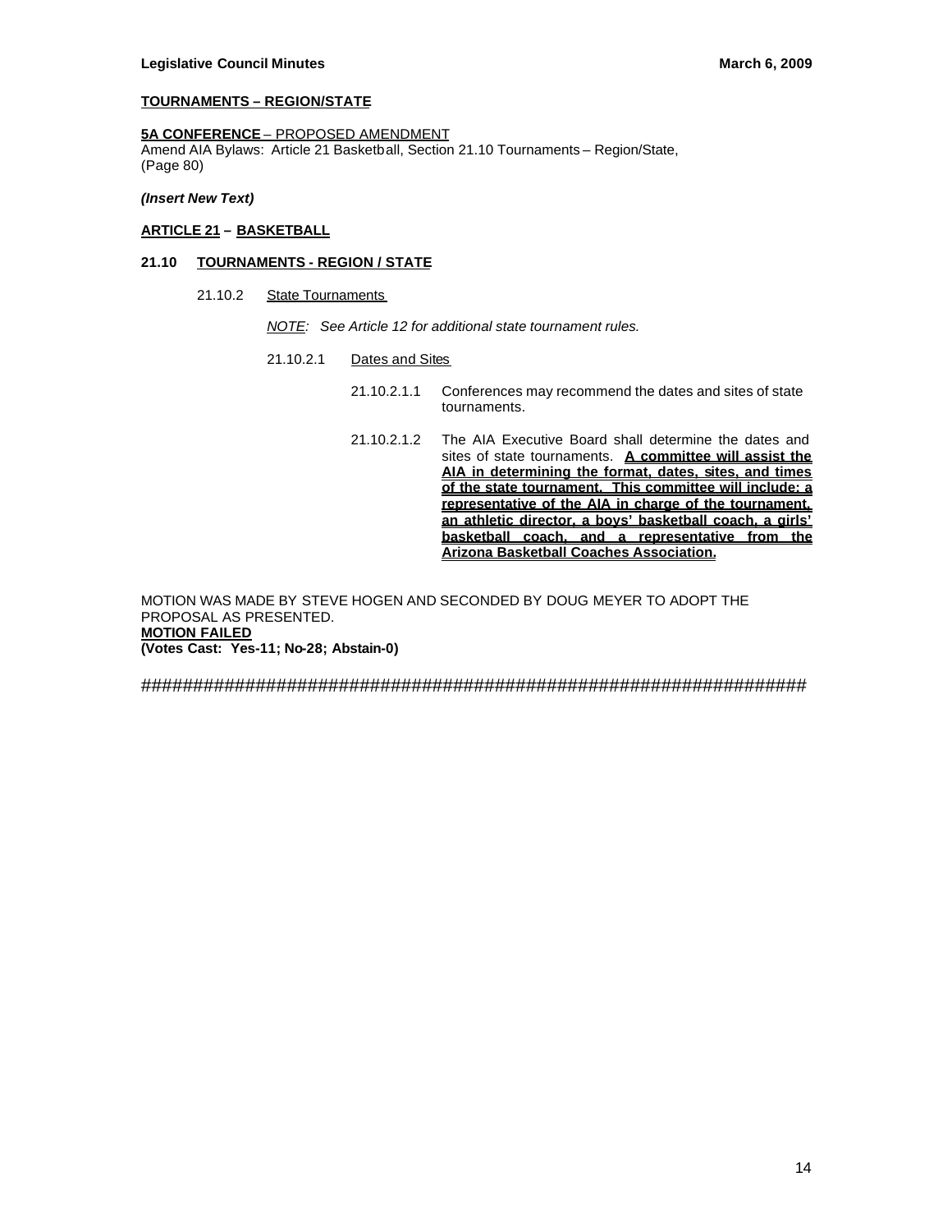**TOURNAMENTS – REGION/STATE**

**5A CONFERENCE** – PROPOSED AMENDMENT
Amend AIA Bylaws: Article 21 Basketball, Section 21.10 Tournaments – Region/State, (Page 80)

***(Insert New Text)***

**ARTICLE 21 – BASKETBALL**

**21.10 TOURNAMENTS - REGION / STATE**

21.10.2 State Tournaments

*NOTE: See Article 12 for additional state tournament rules.*

21.10.2.1 Dates and Sites

21.10.2.1.1 Conferences may recommend the dates and sites of state tournaments.

21.10.2.1.2 The AIA Executive Board shall determine the dates and sites of state tournaments. **A committee will assist the AIA in determining the format, dates, sites, and times of the state tournament. This committee will include: a representative of the AIA in charge of the tournament, an athletic director, a boys' basketball coach, a girls' basketball coach, and a representative from the Arizona Basketball Coaches Association.**

MOTION WAS MADE BY STEVE HOGEN AND SECONDED BY DOUG MEYER TO ADOPT THE PROPOSAL AS PRESENTED.
**MOTION FAILED**
**(Votes Cast: Yes-11; No-28; Abstain-0)**

##################################################################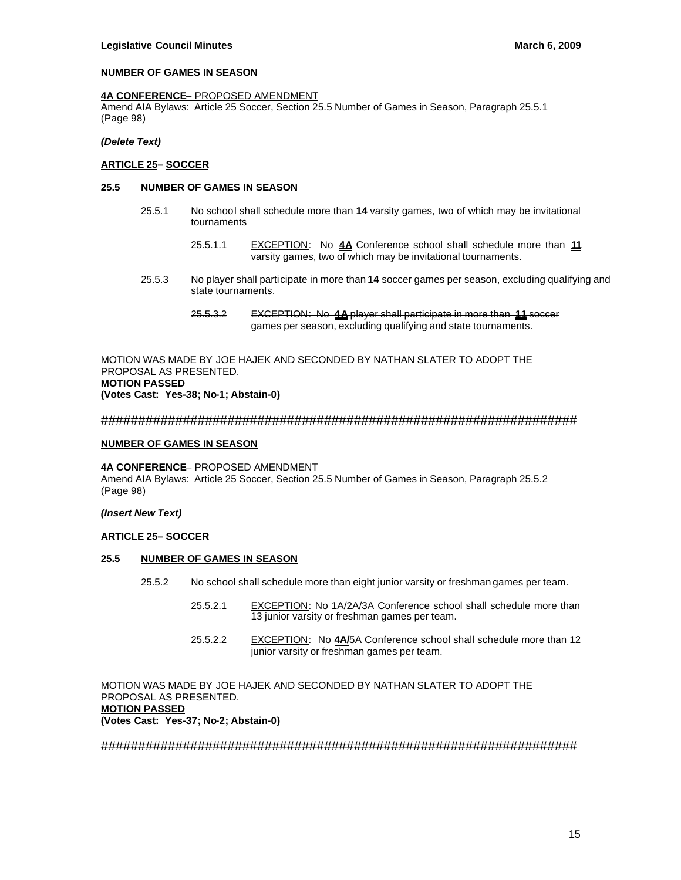**NUMBER OF GAMES IN SEASON**

**4A CONFERENCE**– PROPOSED AMENDMENT
Amend AIA Bylaws: Article 25 Soccer, Section 25.5 Number of Games in Season, Paragraph 25.5.1 (Page 98)

***(Delete Text)***

**ARTICLE 25– SOCCER**

**25.5 NUMBER OF GAMES IN SEASON**

25.5.1 No school shall schedule more than **14** varsity games, two of which may be invitational tournaments

~~25.5.1.1 EXCEPTION: No **4A** Conference school shall schedule more than **11** varsity games, two of which may be invitational tournaments.~~

25.5.3 No player shall participate in more than **14** soccer games per season, excluding qualifying and state tournaments.

~~25.5.3.2 EXCEPTION: No **4A** player shall participate in more than **11** soccer games per season, excluding qualifying and state tournaments.~~

MOTION WAS MADE BY JOE HAJEK AND SECONDED BY NATHAN SLATER TO ADOPT THE PROPOSAL AS PRESENTED.
**MOTION PASSED**
**(Votes Cast: Yes-38; No-1; Abstain-0)**

#################################################################

**NUMBER OF GAMES IN SEASON**

**4A CONFERENCE**– PROPOSED AMENDMENT
Amend AIA Bylaws: Article 25 Soccer, Section 25.5 Number of Games in Season, Paragraph 25.5.2 (Page 98)

***(Insert New Text)***

**ARTICLE 25– SOCCER**

**25.5 NUMBER OF GAMES IN SEASON**

25.5.2 No school shall schedule more than eight junior varsity or freshman games per team.

25.5.2.1 EXCEPTION: No 1A/2A/3A Conference school shall schedule more than 13 junior varsity or freshman games per team.

25.5.2.2 EXCEPTION: No **4A/**5A Conference school shall schedule more than 12 junior varsity or freshman games per team.

MOTION WAS MADE BY JOE HAJEK AND SECONDED BY NATHAN SLATER TO ADOPT THE PROPOSAL AS PRESENTED.
**MOTION PASSED**
**(Votes Cast: Yes-37; No-2; Abstain-0)**

#################################################################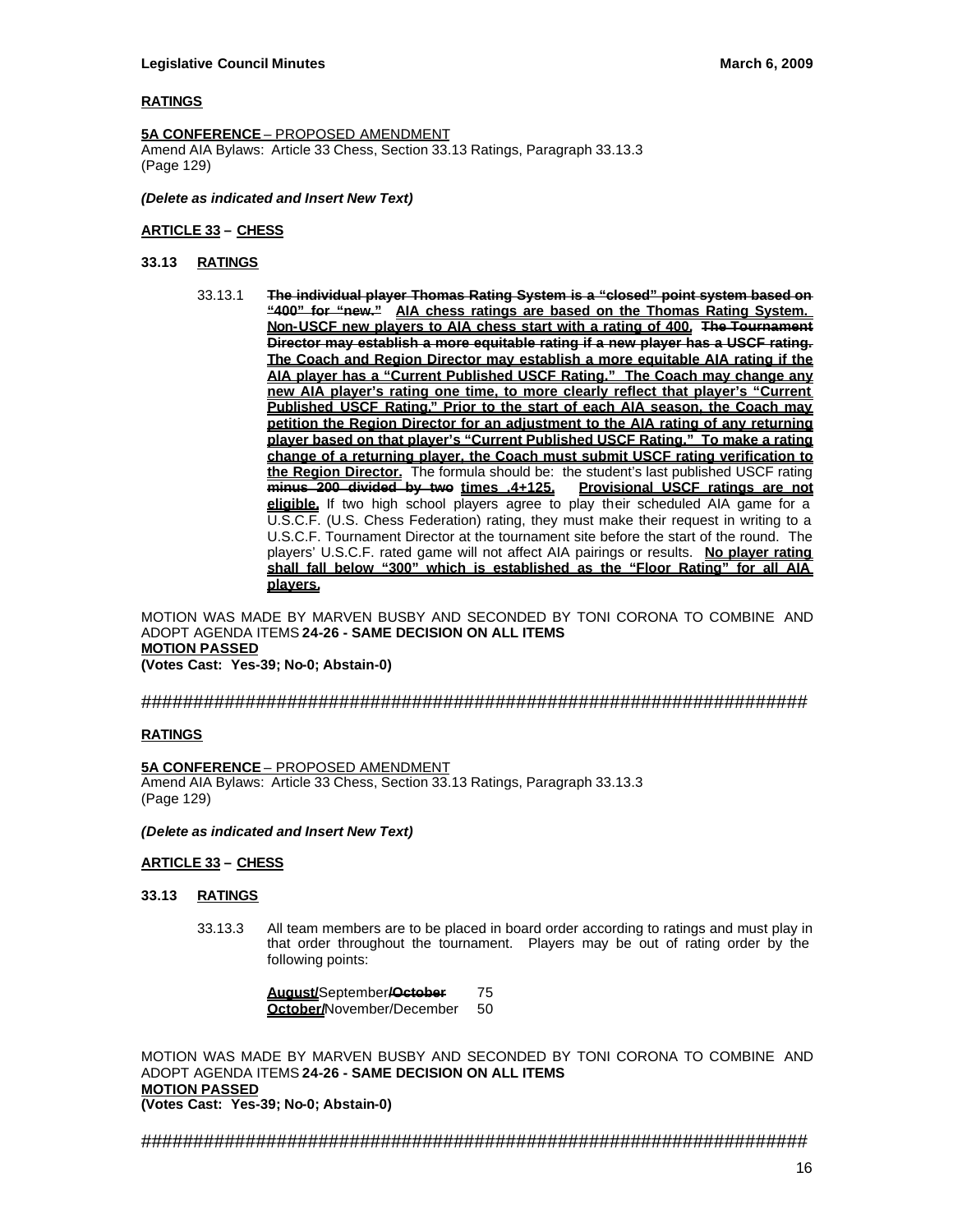**RATINGS**

**5A CONFERENCE** – PROPOSED AMENDMENT
Amend AIA Bylaws: Article 33 Chess, Section 33.13 Ratings, Paragraph 33.13.3
(Page 129)

***(Delete as indicated and Insert New Text)***

**ARTICLE 33 – CHESS**

**33.13 RATINGS**

33.13.1 ~~**The individual player Thomas Rating System is a "closed" point system based on "400" for "new."**~~ **AIA chess ratings are based on the Thomas Rating System. Non-USCF new players to AIA chess start with a rating of 400.** ~~**The Tournament Director may establish a more equitable rating if a new player has a USCF rating.**~~ **The Coach and Region Director may establish a more equitable AIA rating if the AIA player has a "Current Published USCF Rating." The Coach may change any new AIA player's rating one time, to more clearly reflect that player's "Current Published USCF Rating." Prior to the start of each AIA season, the Coach may petition the Region Director for an adjustment to the AIA rating of any returning player based on that player's "Current Published USCF Rating." To make a rating change of a returning player, the Coach must submit USCF rating verification to the Region Director.** The formula should be: the student's last published USCF rating ~~**minus 200 divided by two**~~ **times .4+125. Provisional USCF ratings are not eligible.** If two high school players agree to play their scheduled AIA game for a U.S.C.F. (U.S. Chess Federation) rating, they must make their request in writing to a U.S.C.F. Tournament Director at the tournament site before the start of the round. The players' U.S.C.F. rated game will not affect AIA pairings or results. **No player rating shall fall below "300" which is established as the "Floor Rating" for all AIA players.**

MOTION WAS MADE BY MARVEN BUSBY AND SECONDED BY TONI CORONA TO COMBINE AND ADOPT AGENDA ITEMS **24-26 - SAME DECISION ON ALL ITEMS**
**MOTION PASSED**
**(Votes Cast: Yes-39; No-0; Abstain-0)**

###################################################################

**RATINGS**

**5A CONFERENCE** – PROPOSED AMENDMENT
Amend AIA Bylaws: Article 33 Chess, Section 33.13 Ratings, Paragraph 33.13.3
(Page 129)

***(Delete as indicated and Insert New Text)***

**ARTICLE 33 – CHESS**

**33.13 RATINGS**

33.13.3 All team members are to be placed in board order according to ratings and must play in that order throughout the tournament. Players may be out of rating order by the following points:

| | |
|---|---|
| **August/**September~~**/October**~~ | 75 |
| **October/**November/December | 50 |

MOTION WAS MADE BY MARVEN BUSBY AND SECONDED BY TONI CORONA TO COMBINE AND ADOPT AGENDA ITEMS **24-26 - SAME DECISION ON ALL ITEMS**
**MOTION PASSED**
**(Votes Cast: Yes-39; No-0; Abstain-0)**

###################################################################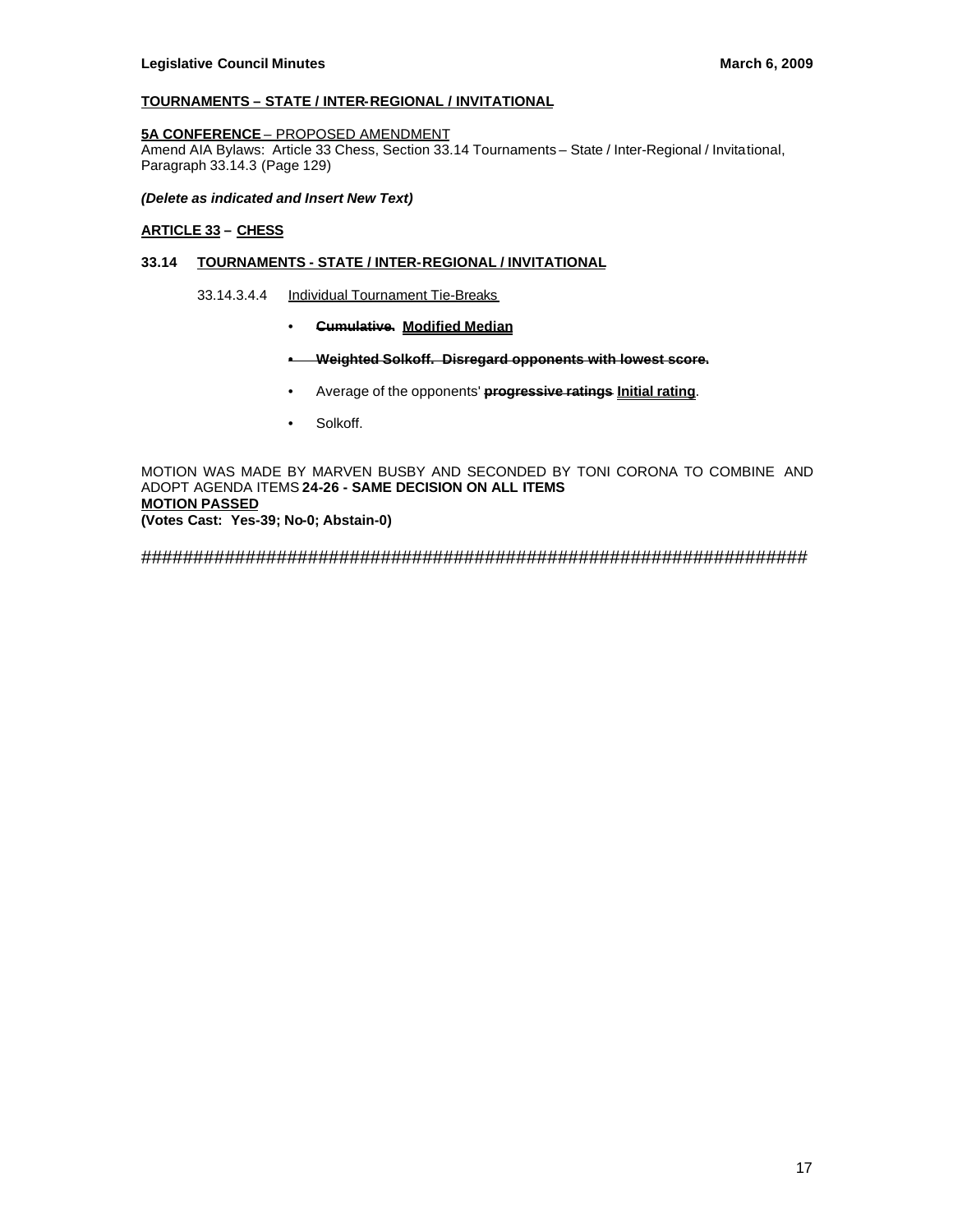**TOURNAMENTS – STATE / INTER-REGIONAL / INVITATIONAL**

**5A CONFERENCE** – PROPOSED AMENDMENT
Amend AIA Bylaws: Article 33 Chess, Section 33.14 Tournaments – State / Inter-Regional / Invitational, Paragraph 33.14.3 (Page 129)

***(Delete as indicated and Insert New Text)***

**ARTICLE 33 – CHESS**

**33.14 TOURNAMENTS - STATE / INTER-REGIONAL / INVITATIONAL**

33.14.3.4.4 Individual Tournament Tie-Breaks

- ~~**Cumulative.**~~ **Modified Median**
- ~~**Weighted Solkoff. Disregard opponents with lowest score.**~~
- Average of the opponents' ~~**progressive ratings**~~ **Initial rating**.
- Solkoff.

MOTION WAS MADE BY MARVEN BUSBY AND SECONDED BY TONI CORONA TO COMBINE AND ADOPT AGENDA ITEMS **24-26 - SAME DECISION ON ALL ITEMS**
**MOTION PASSED**
**(Votes Cast: Yes-39; No-0; Abstain-0)**

##################################################################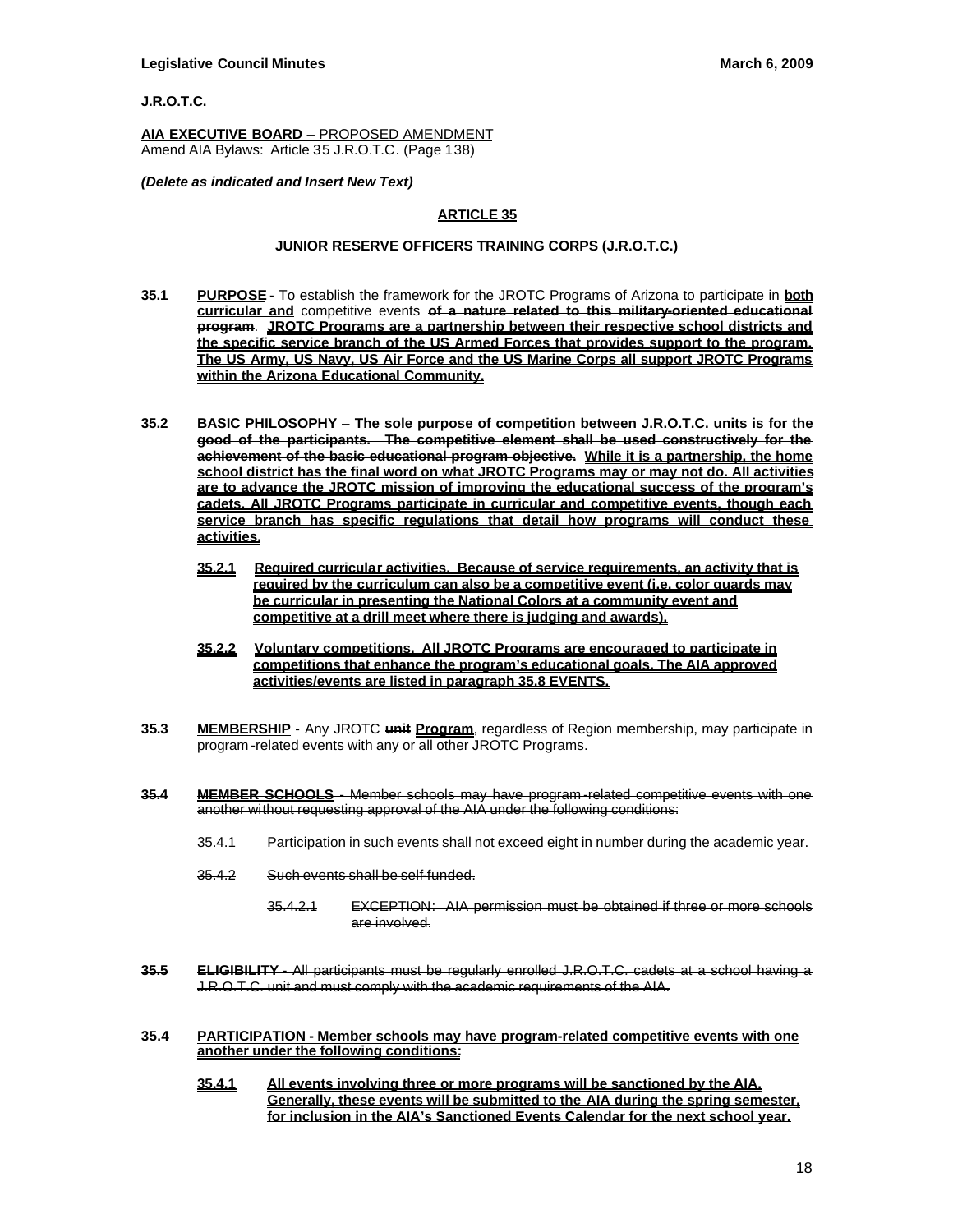**J.R.O.T.C.**

**AIA EXECUTIVE BOARD** – PROPOSED AMENDMENT
Amend AIA Bylaws: Article 35 J.R.O.T.C. (Page 138)

***(Delete as indicated and Insert New Text)***

## ARTICLE 35

### JUNIOR RESERVE OFFICERS TRAINING CORPS (J.R.O.T.C.)

**35.1** **PURPOSE** - To establish the framework for the JROTC Programs of Arizona to participate in **both curricular and** competitive events ~~**of a nature related to this military-oriented educational program**~~. **JROTC Programs are a partnership between their respective school districts and the specific service branch of the US Armed Forces that provides support to the program. The US Army, US Navy, US Air Force and the US Marine Corps all support JROTC Programs within the Arizona Educational Community.**

**35.2** **~~BASIC~~ PHILOSOPHY** – ~~**The sole purpose of competition between J.R.O.T.C. units is for the good of the participants. The competitive element shall be used constructively for the achievement of the basic educational program objective.**~~ **While it is a partnership, the home school district has the final word on what JROTC Programs may or may not do. All activities are to advance the JROTC mission of improving the educational success of the program's cadets. All JROTC Programs participate in curricular and competitive events, though each service branch has specific regulations that detail how programs will conduct these activities.**

- **35.2.1** **Required curricular activities. Because of service requirements, an activity that is required by the curriculum can also be a competitive event (i.e. color guards may be curricular in presenting the National Colors at a community event and competitive at a drill meet where there is judging and awards).**

- **35.2.2** **Voluntary competitions. All JROTC Programs are encouraged to participate in competitions that enhance the program's educational goals. The AIA approved activities/events are listed in paragraph 35.8 EVENTS.**

**35.3** **MEMBERSHIP** - Any JROTC ~~**unit**~~ **Program**, regardless of Region membership, may participate in program-related events with any or all other JROTC Programs.

~~**35.4** **MEMBER SCHOOLS** - Member schools may have program-related competitive events with one another without requesting approval of the AIA under the following conditions:~~

- ~~35.4.1 Participation in such events shall not exceed eight in number during the academic year.~~

- ~~35.4.2 Such events shall be self-funded.~~

  - ~~35.4.2.1 EXCEPTION: AIA permission must be obtained if three or more schools are involved.~~

~~**35.5** **ELIGIBILITY** - All participants must be regularly enrolled J.R.O.T.C. cadets at a school having a J.R.O.T.C. unit and must comply with the academic requirements of the AIA.~~

**35.4** **PARTICIPATION - Member schools may have program-related competitive events with one another under the following conditions:**

- **35.4.1** **All events involving three or more programs will be sanctioned by the AIA. Generally, these events will be submitted to the AIA during the spring semester, for inclusion in the AIA's Sanctioned Events Calendar for the next school year.**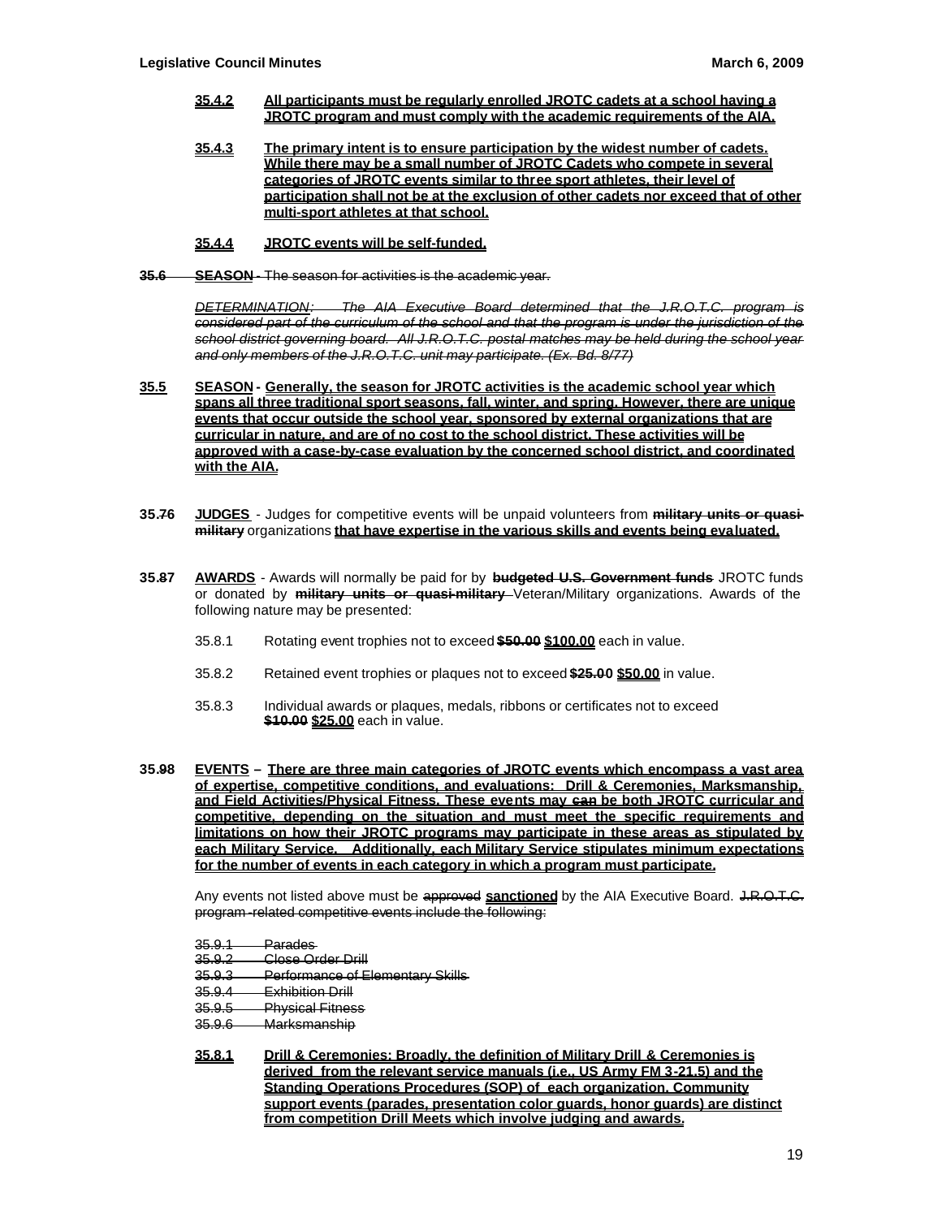**35.4.2** **All participants must be regularly enrolled JROTC cadets at a school having a JROTC program and must comply with the academic requirements of the AIA.**

**35.4.3** **The primary intent is to ensure participation by the widest number of cadets. While there may be a small number of JROTC Cadets who compete in several categories of JROTC events similar to three sport athletes, their level of participation shall not be at the exclusion of other cadets nor exceed that of other multi-sport athletes at that school.**

**35.4.4** **JROTC events will be self-funded.**

~~**35.6** **SEASON** - The season for activities is the academic year.~~

~~*DETERMINATION: The AIA Executive Board determined that the J.R.O.T.C. program is considered part of the curriculum of the school and that the program is under the jurisdiction of the school district governing board. All J.R.O.T.C. postal matches may be held during the school year and only members of the J.R.O.T.C. unit may participate. (Ex. Bd. 8/77)*~~

**35.5** **SEASON - Generally, the season for JROTC activities is the academic school year which spans all three traditional sport seasons, fall, winter, and spring. However, there are unique events that occur outside the school year, sponsored by external organizations that are curricular in nature, and are of no cost to the school district. These activities will be approved with a case-by-case evaluation by the concerned school district, and coordinated with the AIA.**

**35.~~7~~6** **JUDGES** - Judges for competitive events will be unpaid volunteers from ~~**military units or quasi-military**~~ organizations **that have expertise in the various skills and events being evaluated.**

**35.~~8~~7** **AWARDS** - Awards will normally be paid for by ~~**budgeted U.S. Government funds**~~ JROTC funds or donated by ~~**military units or quasi-military**~~ Veteran/Military organizations. Awards of the following nature may be presented:

35.8.1 Rotating event trophies not to exceed ~~**$50.00**~~ **$100.00** each in value.

35.8.2 Retained event trophies or plaques not to exceed ~~**$25.00**~~ **$50.00** in value.

35.8.3 Individual awards or plaques, medals, ribbons or certificates not to exceed ~~**$10.00**~~ **$25.00** each in value.

**35.~~9~~8** **EVENTS – There are three main categories of JROTC events which encompass a vast area of expertise, competitive conditions, and evaluations: Drill & Ceremonies, Marksmanship, and Field Activities/Physical Fitness. These events may ~~can~~ be both JROTC curricular and competitive, depending on the situation and must meet the specific requirements and limitations on how their JROTC programs may participate in these areas as stipulated by each Military Service. Additionally, each Military Service stipulates minimum expectations for the number of events in each category in which a program must participate.**

Any events not listed above must be ~~approved~~ **sanctioned** by the AIA Executive Board. ~~J.R.O.T.C. program-related competitive events include the following:~~

~~35.9.1 Parades~~
~~35.9.2 Close Order Drill~~
~~35.9.3 Performance of Elementary Skills~~
~~35.9.4 Exhibition Drill~~
~~35.9.5 Physical Fitness~~
~~35.9.6 Marksmanship~~

**35.8.1** **Drill & Ceremonies: Broadly, the definition of Military Drill & Ceremonies is derived from the relevant service manuals (i.e., US Army FM 3-21.5) and the Standing Operations Procedures (SOP) of each organization. Community support events (parades, presentation color guards, honor guards) are distinct from competition Drill Meets which involve judging and awards.**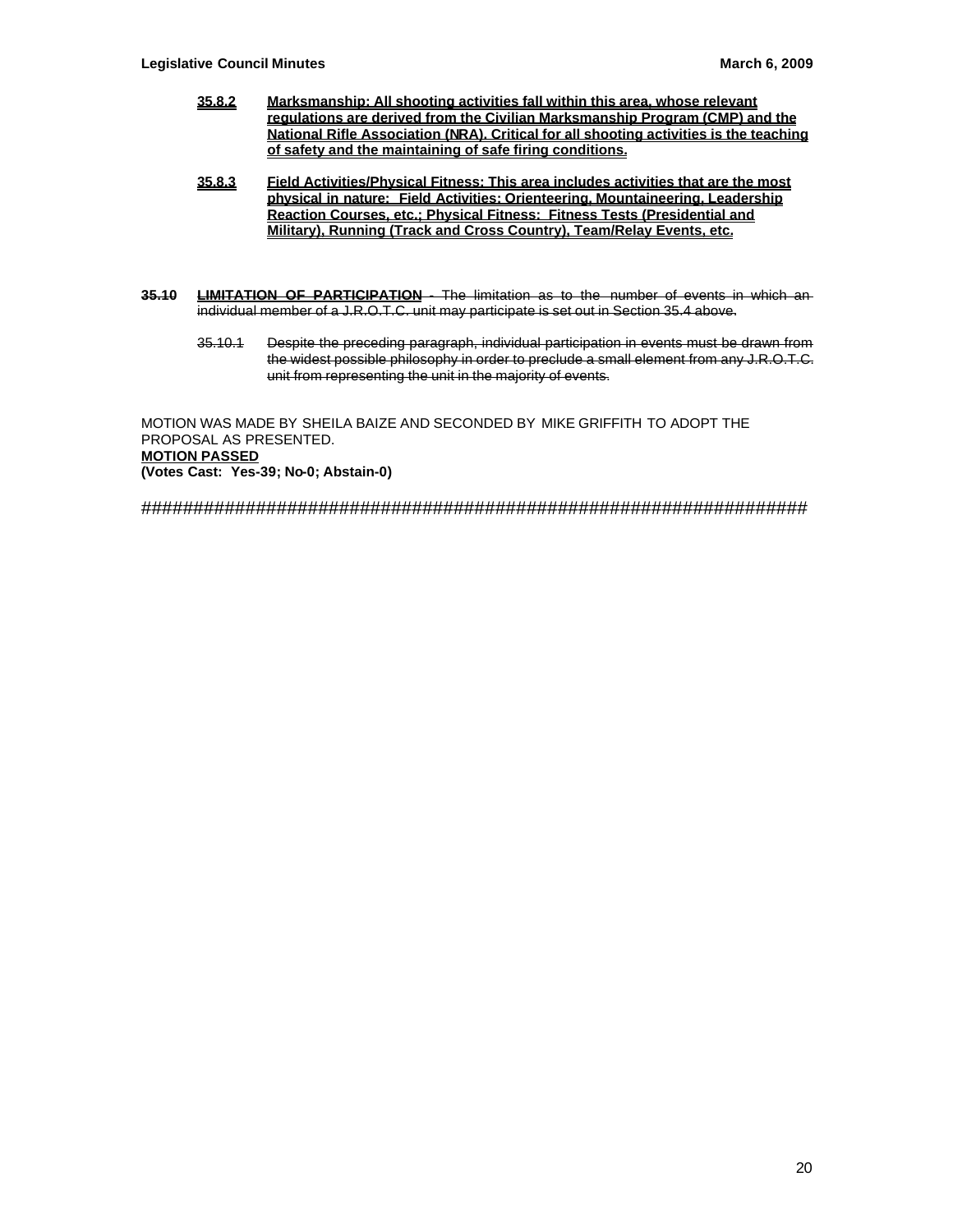**35.8.2 Marksmanship: All shooting activities fall within this area, whose relevant regulations are derived from the Civilian Marksmanship Program (CMP) and the National Rifle Association (NRA). Critical for all shooting activities is the teaching of safety and the maintaining of safe firing conditions.**

**35.8.3 Field Activities/Physical Fitness: This area includes activities that are the most physical in nature: Field Activities: Orienteering, Mountaineering, Leadership Reaction Courses, etc.; Physical Fitness: Fitness Tests (Presidential and Military), Running (Track and Cross Country), Team/Relay Events, etc.**

~~**35.10 LIMITATION OF PARTICIPATION** - The limitation as to the number of events in which an individual member of a J.R.O.T.C. unit may participate is set out in Section 35.4 above.~~

~~35.10.1 Despite the preceding paragraph, individual participation in events must be drawn from the widest possible philosophy in order to preclude a small element from any J.R.O.T.C. unit from representing the unit in the majority of events.~~

MOTION WAS MADE BY SHEILA BAIZE AND SECONDED BY MIKE GRIFFITH TO ADOPT THE PROPOSAL AS PRESENTED.
**MOTION PASSED**
**(Votes Cast: Yes-39; No-0; Abstain-0)**

################################################################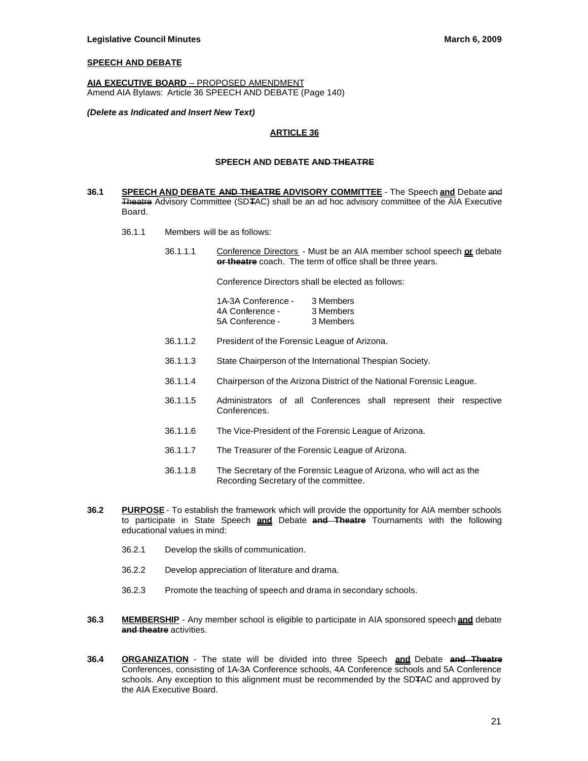**SPEECH AND DEBATE**

**AIA EXECUTIVE BOARD** – PROPOSED AMENDMENT
Amend AIA Bylaws: Article 36 SPEECH AND DEBATE (Page 140)

***(Delete as Indicated and Insert New Text)***

**ARTICLE 36**

**SPEECH AND DEBATE ~~AND THEATRE~~**

**36.1** **SPEECH AND DEBATE ~~AND THEATRE~~ ADVISORY COMMITTEE** - The Speech **and** Debate ~~and Theatre~~ Advisory Committee (SD~~T~~AC) shall be an ad hoc advisory committee of the AIA Executive Board.

36.1.1 Members will be as follows:

36.1.1.1 Conference Directors - Must be an AIA member school speech **or** debate ~~**or theatre**~~ coach. The term of office shall be three years.

Conference Directors shall be elected as follows:

| | |
|---|---|
| 1A-3A Conference - | 3 Members |
| 4A Conference - | 3 Members |
| 5A Conference - | 3 Members |

36.1.1.2 President of the Forensic League of Arizona.

36.1.1.3 State Chairperson of the International Thespian Society.

36.1.1.4 Chairperson of the Arizona District of the National Forensic League.

36.1.1.5 Administrators of all Conferences shall represent their respective Conferences.

36.1.1.6 The Vice-President of the Forensic League of Arizona.

36.1.1.7 The Treasurer of the Forensic League of Arizona.

36.1.1.8 The Secretary of the Forensic League of Arizona, who will act as the Recording Secretary of the committee.

**36.2** **PURPOSE** - To establish the framework which will provide the opportunity for AIA member schools to participate in State Speech **and** Debate ~~**and Theatre**~~ Tournaments with the following educational values in mind:

36.2.1 Develop the skills of communication.

36.2.2 Develop appreciation of literature and drama.

36.2.3 Promote the teaching of speech and drama in secondary schools.

**36.3** **MEMBERSHIP** - Any member school is eligible to participate in AIA sponsored speech **and** debate ~~**and theatre**~~ activities.

**36.4** **ORGANIZATION** - The state will be divided into three Speech **and** Debate ~~**and Theatre**~~ Conferences, consisting of 1A-3A Conference schools, 4A Conference schools and 5A Conference schools. Any exception to this alignment must be recommended by the SD~~T~~AC and approved by the AIA Executive Board.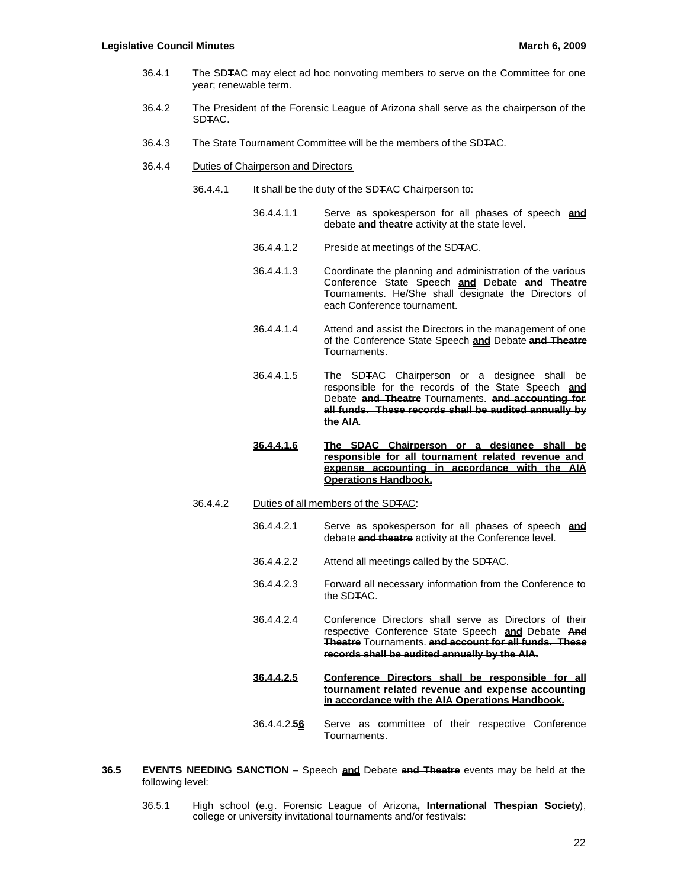36.4.1 The SDTAC may elect ad hoc nonvoting members to serve on the Committee for one year; renewable term.

36.4.2 The President of the Forensic League of Arizona shall serve as the chairperson of the SDTAC.

36.4.3 The State Tournament Committee will be the members of the SDTAC.

36.4.4 Duties of Chairperson and Directors

36.4.4.1 It shall be the duty of the SDTAC Chairperson to:

36.4.4.1.1 Serve as spokesperson for all phases of speech **and** debate **and theatre** activity at the state level.

36.4.4.1.2 Preside at meetings of the SDTAC.

36.4.4.1.3 Coordinate the planning and administration of the various Conference State Speech **and** Debate **and Theatre** Tournaments. He/She shall designate the Directors of each Conference tournament.

36.4.4.1.4 Attend and assist the Directors in the management of one of the Conference State Speech **and** Debate **and Theatre** Tournaments.

36.4.4.1.5 The SDTAC Chairperson or a designee shall be responsible for the records of the State Speech **and** Debate **and Theatre** Tournaments. **and accounting for all funds. These records shall be audited annually by the AIA**.

**36.4.4.1.6 The SDAC Chairperson or a designee shall be responsible for all tournament related revenue and expense accounting in accordance with the AIA Operations Handbook.**

36.4.4.2 Duties of all members of the SDTAC:

36.4.4.2.1 Serve as spokesperson for all phases of speech **and** debate **and theatre** activity at the Conference level.

36.4.4.2.2 Attend all meetings called by the SDTAC.

36.4.4.2.3 Forward all necessary information from the Conference to the SDTAC.

36.4.4.2.4 Conference Directors shall serve as Directors of their respective Conference State Speech **and** Debate **And Theatre** Tournaments. **and account for all funds. These records shall be audited annually by the AIA.**

**36.4.4.2.5 Conference Directors shall be responsible for all tournament related revenue and expense accounting in accordance with the AIA Operations Handbook.**

36.4.4.2.**56** Serve as committee of their respective Conference Tournaments.

**36.5 EVENTS NEEDING SANCTION** – Speech **and** Debate **and Theatre** events may be held at the following level:

36.5.1 High school (e.g. Forensic League of Arizona**, International Thespian Society**), college or university invitational tournaments and/or festivals: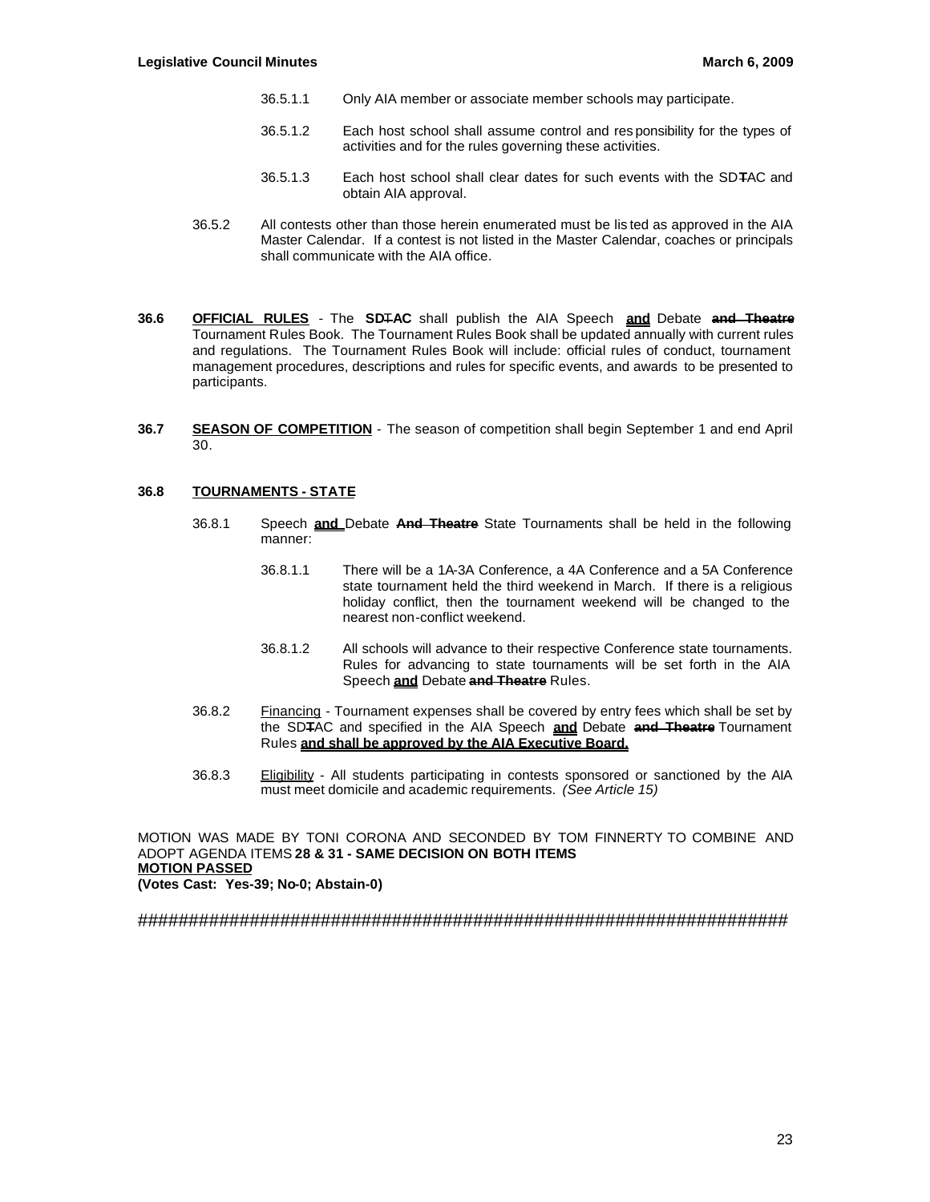36.5.1.1 Only AIA member or associate member schools may participate.

36.5.1.2 Each host school shall assume control and responsibility for the types of activities and for the rules governing these activities.

36.5.1.3 Each host school shall clear dates for such events with the SD~~T~~AC and obtain AIA approval.

36.5.2 All contests other than those herein enumerated must be listed as approved in the AIA Master Calendar. If a contest is not listed in the Master Calendar, coaches or principals shall communicate with the AIA office.

**36.6** **<u>OFFICIAL RULES</u>** - The **SD~~T~~AC** shall publish the AIA Speech **<u>and</u>** Debate ~~**and Theatre**~~ Tournament Rules Book. The Tournament Rules Book shall be updated annually with current rules and regulations. The Tournament Rules Book will include: official rules of conduct, tournament management procedures, descriptions and rules for specific events, and awards to be presented to participants.

**36.7** **<u>SEASON OF COMPETITION</u>** - The season of competition shall begin September 1 and end April 30.

**36.8** **<u>TOURNAMENTS - STATE</u>**

36.8.1 Speech **<u>and</u>** Debate ~~**And Theatre**~~ State Tournaments shall be held in the following manner:

36.8.1.1 There will be a 1A-3A Conference, a 4A Conference and a 5A Conference state tournament held the third weekend in March. If there is a religious holiday conflict, then the tournament weekend will be changed to the nearest non-conflict weekend.

36.8.1.2 All schools will advance to their respective Conference state tournaments. Rules for advancing to state tournaments will be set forth in the AIA Speech **<u>and</u>** Debate ~~**and Theatre**~~ Rules.

36.8.2 <u>Financing</u> - Tournament expenses shall be covered by entry fees which shall be set by the SD~~T~~AC and specified in the AIA Speech **<u>and</u>** Debate ~~**and Theatre**~~ Tournament Rules **<u>and shall be approved by the AIA Executive Board.</u>**

36.8.3 <u>Eligibility</u> - All students participating in contests sponsored or sanctioned by the AIA must meet domicile and academic requirements. *(See Article 15)*

MOTION WAS MADE BY TONI CORONA AND SECONDED BY TOM FINNERTY TO COMBINE AND ADOPT AGENDA ITEMS **28 & 31 - SAME DECISION ON BOTH ITEMS**
**<u>MOTION PASSED</u>**
**(Votes Cast: Yes-39; No-0; Abstain-0)**

##################################################################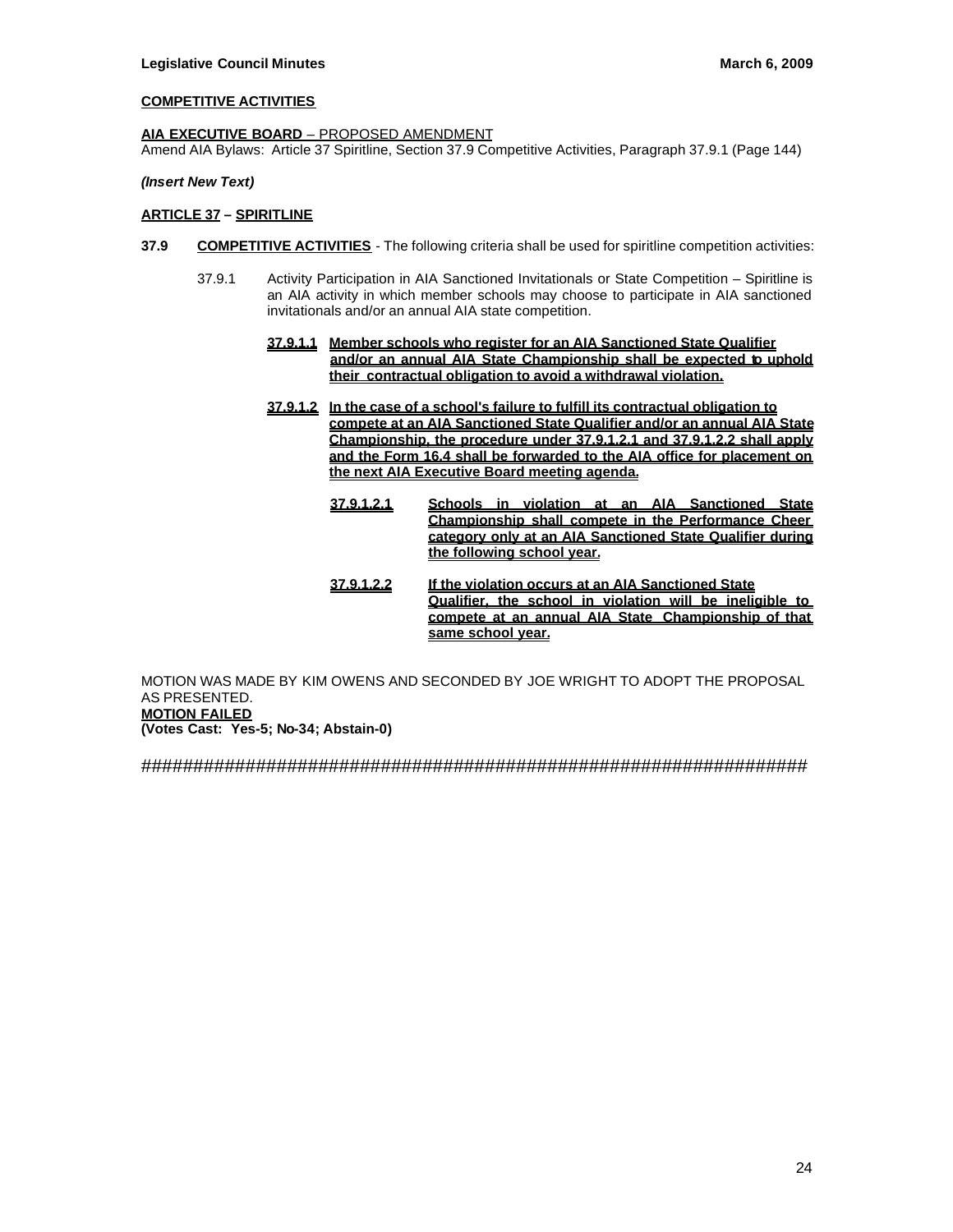**COMPETITIVE ACTIVITIES**

**AIA EXECUTIVE BOARD** – PROPOSED AMENDMENT
Amend AIA Bylaws: Article 37 Spiritline, Section 37.9 Competitive Activities, Paragraph 37.9.1 (Page 144)

***(Insert New Text)***

**ARTICLE 37 – SPIRITLINE**

**37.9** **COMPETITIVE ACTIVITIES** - The following criteria shall be used for spiritline competition activities:

37.9.1 Activity Participation in AIA Sanctioned Invitationals or State Competition – Spiritline is an AIA activity in which member schools may choose to participate in AIA sanctioned invitationals and/or an annual AIA state competition.

**37.9.1.1 Member schools who register for an AIA Sanctioned State Qualifier and/or an annual AIA State Championship shall be expected to uphold their contractual obligation to avoid a withdrawal violation.**

**37.9.1.2 In the case of a school's failure to fulfill its contractual obligation to compete at an AIA Sanctioned State Qualifier and/or an annual AIA State Championship, the procedure under 37.9.1.2.1 and 37.9.1.2.2 shall apply and the Form 16.4 shall be forwarded to the AIA office for placement on the next AIA Executive Board meeting agenda.**

**37.9.1.2.1 Schools in violation at an AIA Sanctioned State Championship shall compete in the Performance Cheer category only at an AIA Sanctioned State Qualifier during the following school year.**

**37.9.1.2.2 If the violation occurs at an AIA Sanctioned State Qualifier, the school in violation will be ineligible to compete at an annual AIA State Championship of that same school year.**

MOTION WAS MADE BY KIM OWENS AND SECONDED BY JOE WRIGHT TO ADOPT THE PROPOSAL AS PRESENTED.
**MOTION FAILED**
**(Votes Cast: Yes-5; No-34; Abstain-0)**

#################################################################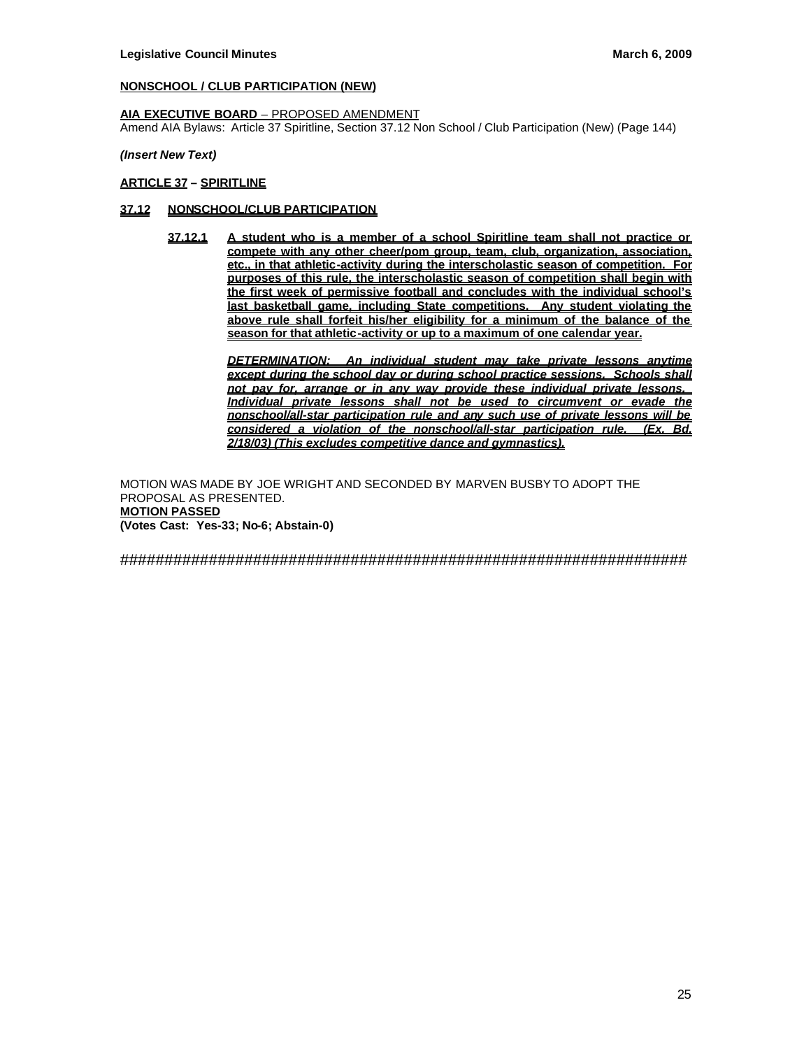**NONSCHOOL / CLUB PARTICIPATION (NEW)**

**AIA EXECUTIVE BOARD** – PROPOSED AMENDMENT
Amend AIA Bylaws: Article 37 Spiritline, Section 37.12 Non School / Club Participation (New) (Page 144)

***(Insert New Text)***

**ARTICLE 37 – SPIRITLINE**

**37.12 NONSCHOOL/CLUB PARTICIPATION**

**37.12.1 A student who is a member of a school Spiritline team shall not practice or compete with any other cheer/pom group, team, club, organization, association, etc., in that athletic-activity during the interscholastic season of competition. For purposes of this rule, the interscholastic season of competition shall begin with the first week of permissive football and concludes with the individual school's last basketball game, including State competitions. Any student violating the above rule shall forfeit his/her eligibility for a minimum of the balance of the season for that athletic-activity or up to a maximum of one calendar year.**

***DETERMINATION: An individual student may take private lessons anytime except during the school day or during school practice sessions. Schools shall not pay for, arrange or in any way provide these individual private lessons. Individual private lessons shall not be used to circumvent or evade the nonschool/all-star participation rule and any such use of private lessons will be considered a violation of the nonschool/all-star participation rule. (Ex. Bd. 2/18/03) (This excludes competitive dance and gymnastics).***

MOTION WAS MADE BY JOE WRIGHT AND SECONDED BY MARVEN BUSBY TO ADOPT THE PROPOSAL AS PRESENTED.
**MOTION PASSED**
**(Votes Cast: Yes-33; No-6; Abstain-0)**

##################################################################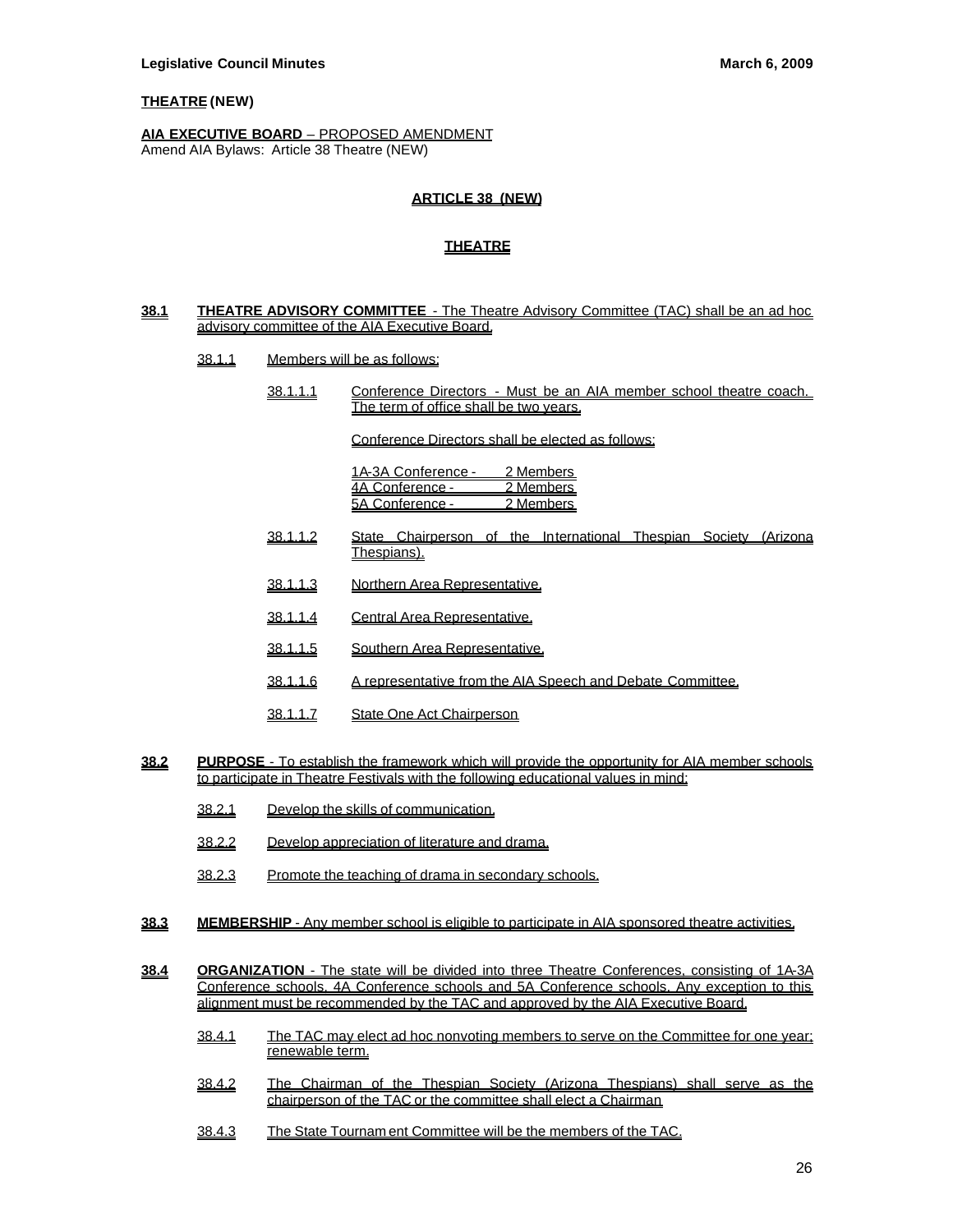**THEATRE (NEW)**

**AIA EXECUTIVE BOARD** – PROPOSED AMENDMENT
Amend AIA Bylaws: Article 38 Theatre (NEW)

## ARTICLE 38 (NEW)

## THEATRE

**38.1** **THEATRE ADVISORY COMMITTEE** - The Theatre Advisory Committee (TAC) shall be an ad hoc advisory committee of the AIA Executive Board.

38.1.1 Members will be as follows:

38.1.1.1 Conference Directors - Must be an AIA member school theatre coach. The term of office shall be two years.

Conference Directors shall be elected as follows:

| | |
|---|---|
| 1A-3A Conference - | 2 Members |
| 4A Conference - | 2 Members |
| 5A Conference - | 2 Members |

38.1.1.2 State Chairperson of the International Thespian Society (Arizona Thespians).

38.1.1.3 Northern Area Representative.

38.1.1.4 Central Area Representative.

38.1.1.5 Southern Area Representative.

38.1.1.6 A representative from the AIA Speech and Debate Committee.

38.1.1.7 State One Act Chairperson

**38.2** **PURPOSE** - To establish the framework which will provide the opportunity for AIA member schools to participate in Theatre Festivals with the following educational values in mind:

38.2.1 Develop the skills of communication.

38.2.2 Develop appreciation of literature and drama.

38.2.3 Promote the teaching of drama in secondary schools.

**38.3** **MEMBERSHIP** - Any member school is eligible to participate in AIA sponsored theatre activities.

**38.4** **ORGANIZATION** - The state will be divided into three Theatre Conferences, consisting of 1A-3A Conference schools, 4A Conference schools and 5A Conference schools. Any exception to this alignment must be recommended by the TAC and approved by the AIA Executive Board.

38.4.1 The TAC may elect ad hoc nonvoting members to serve on the Committee for one year; renewable term.

38.4.2 The Chairman of the Thespian Society (Arizona Thespians) shall serve as the chairperson of the TAC or the committee shall elect a Chairman

38.4.3 The State Tournament Committee will be the members of the TAC.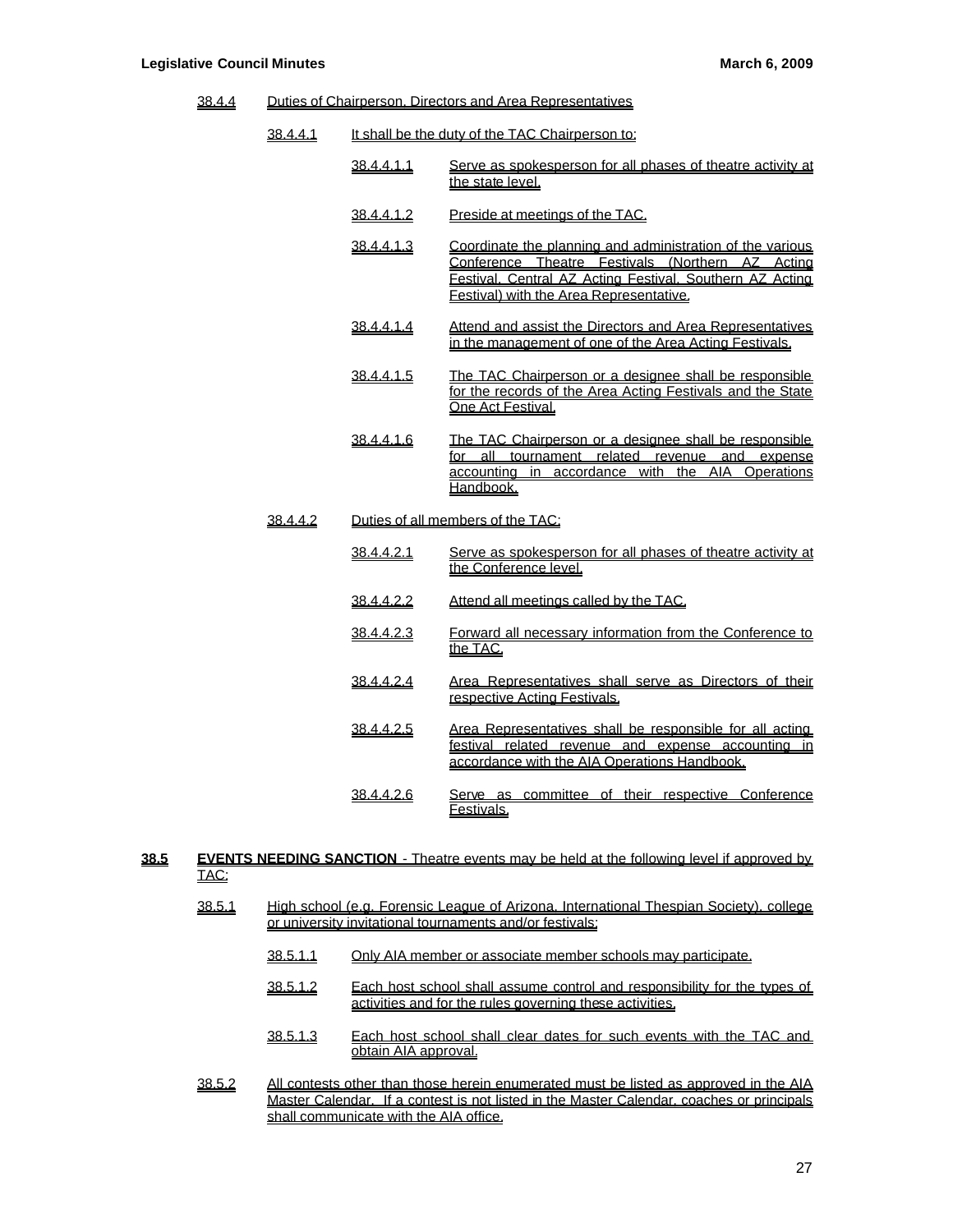38.4.4 Duties of Chairperson, Directors and Area Representatives

38.4.4.1 It shall be the duty of the TAC Chairperson to:

38.4.4.1.1 Serve as spokesperson for all phases of theatre activity at the state level.

38.4.4.1.2 Preside at meetings of the TAC.

38.4.4.1.3 Coordinate the planning and administration of the various Conference Theatre Festivals (Northern AZ Acting Festival, Central AZ Acting Festival, Southern AZ Acting Festival) with the Area Representative.

38.4.4.1.4 Attend and assist the Directors and Area Representatives in the management of one of the Area Acting Festivals.

38.4.4.1.5 The TAC Chairperson or a designee shall be responsible for the records of the Area Acting Festivals and the State One Act Festival.

38.4.4.1.6 The TAC Chairperson or a designee shall be responsible for all tournament related revenue and expense accounting in accordance with the AIA Operations Handbook.

38.4.4.2 Duties of all members of the TAC:

38.4.4.2.1 Serve as spokesperson for all phases of theatre activity at the Conference level.

38.4.4.2.2 Attend all meetings called by the TAC.

38.4.4.2.3 Forward all necessary information from the Conference to the TAC.

38.4.4.2.4 Area Representatives shall serve as Directors of their respective Acting Festivals.

38.4.4.2.5 Area Representatives shall be responsible for all acting festival related revenue and expense accounting in accordance with the AIA Operations Handbook.

38.4.4.2.6 Serve as committee of their respective Conference Festivals.

**38.5** **EVENTS NEEDING SANCTION** - Theatre events may be held at the following level if approved by TAC:

38.5.1 High school (e.g. Forensic League of Arizona, International Thespian Society), college or university invitational tournaments and/or festivals:

38.5.1.1 Only AIA member or associate member schools may participate.

38.5.1.2 Each host school shall assume control and responsibility for the types of activities and for the rules governing these activities.

38.5.1.3 Each host school shall clear dates for such events with the TAC and obtain AIA approval.

38.5.2 All contests other than those herein enumerated must be listed as approved in the AIA Master Calendar. If a contest is not listed in the Master Calendar, coaches or principals shall communicate with the AIA office.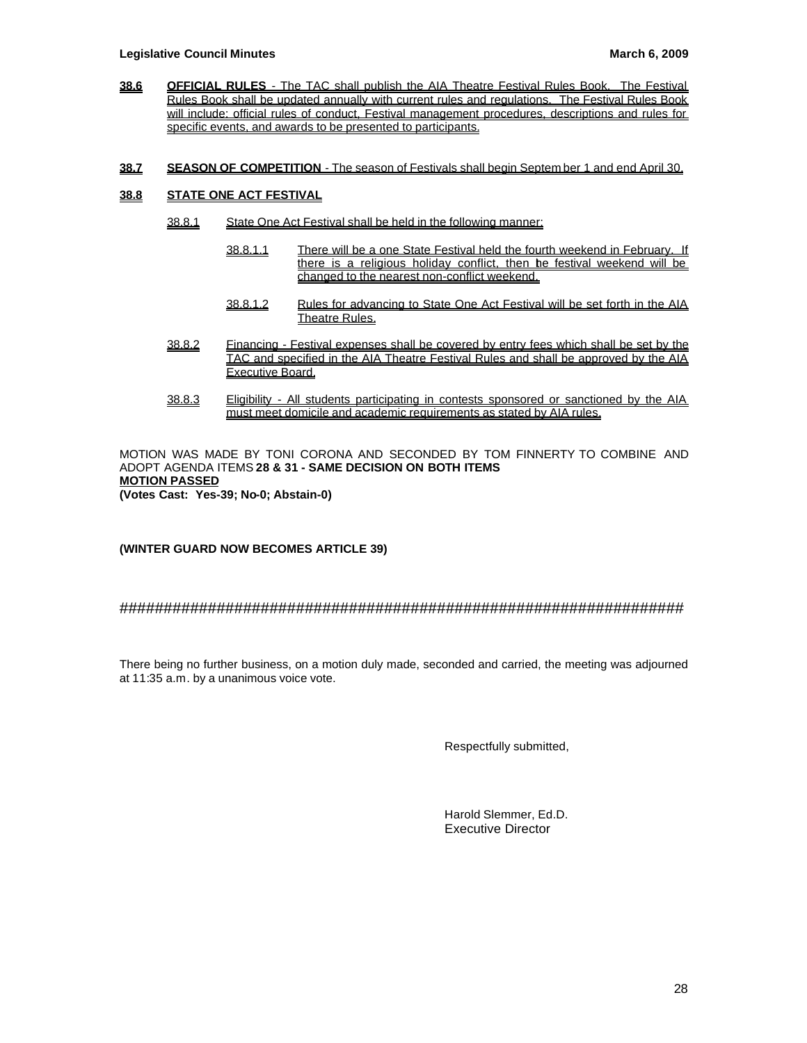**38.6** **OFFICIAL RULES** - The TAC shall publish the AIA Theatre Festival Rules Book. The Festival Rules Book shall be updated annually with current rules and regulations. The Festival Rules Book will include: official rules of conduct, Festival management procedures, descriptions and rules for specific events, and awards to be presented to participants.

**38.7** **SEASON OF COMPETITION** - The season of Festivals shall begin September 1 and end April 30.

**38.8** **STATE ONE ACT FESTIVAL**

38.8.1 State One Act Festival shall be held in the following manner:

38.8.1.1 There will be a one State Festival held the fourth weekend in February. If there is a religious holiday conflict, then the festival weekend will be changed to the nearest non-conflict weekend.

38.8.1.2 Rules for advancing to State One Act Festival will be set forth in the AIA Theatre Rules.

38.8.2 Financing - Festival expenses shall be covered by entry fees which shall be set by the TAC and specified in the AIA Theatre Festival Rules and shall be approved by the AIA Executive Board.

38.8.3 Eligibility - All students participating in contests sponsored or sanctioned by the AIA must meet domicile and academic requirements as stated by AIA rules.

MOTION WAS MADE BY TONI CORONA AND SECONDED BY TOM FINNERTY TO COMBINE AND ADOPT AGENDA ITEMS **28 & 31 - SAME DECISION ON BOTH ITEMS**
**MOTION PASSED**
**(Votes Cast: Yes-39; No-0; Abstain-0)**

**(WINTER GUARD NOW BECOMES ARTICLE 39)**

##################################################################

There being no further business, on a motion duly made, seconded and carried, the meeting was adjourned at 11:35 a.m. by a unanimous voice vote.

Respectfully submitted,

Harold Slemmer, Ed.D.
Executive Director